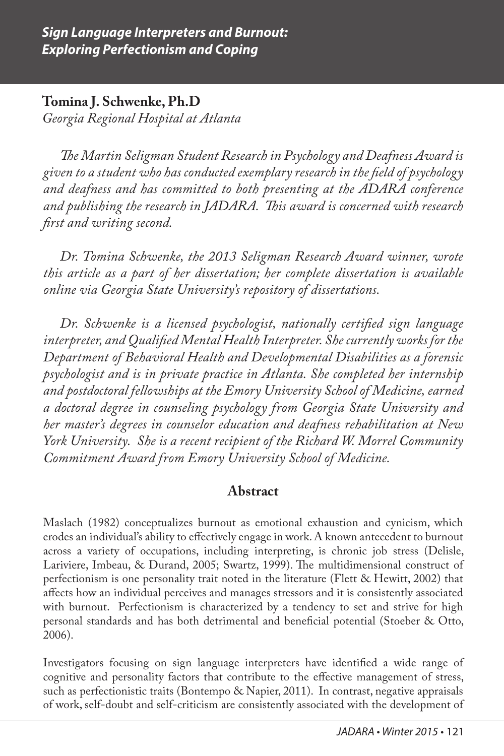# Sign Language Interpreters and Burnout: Exploring Perfectionism and Coping

**Tomina J. Schwenke, Ph.D**

*Georgia Regional Hospital at Atlanta*

*The Martin Seligman Student Research in Psychology and Deafness Award is given to a student who has conducted exemplary research in the field of psychology and deafness and has committed to both presenting at the ADARA conference and publishing the research in JADARA. This award is concerned with research first and writing second.*

*Dr. Tomina Schwenke, the 2013 Seligman Research Award winner, wrote this article as a part of her dissertation; her complete dissertation is available online via Georgia State University's repository of dissertations.*

*Dr. Schwenke is a licensed psychologist, nationally certified sign language interpreter, and Qualified Mental Health Interpreter. She currently works for the Department of Behavioral Health and Developmental Disabilities as a forensic psychologist and is in private practice in Atlanta. She completed her internship and postdoctoral fellowships at the Emory University School of Medicine, earned a doctoral degree in counseling psychology from Georgia State University and her master's degrees in counselor education and deafness rehabilitation at New York University. She is a recent recipient of the Richard W. Morrel Community Commitment Award from Emory University School of Medicine.*

## Abstract

Maslach (1982) conceptualizes burnout as emotional exhaustion and cynicism, which erodes an individual's ability to effectively engage in work. A known antecedent to burnout across a variety of occupations, including interpreting, is chronic job stress (Delisle, Lariviere, Imbeau, & Durand, 2005; Swartz, 1999). The multidimensional construct of perfectionism is one personality trait noted in the literature (Flett & Hewitt, 2002) that affects how an individual perceives and manages stressors and it is consistently associated with burnout. Perfectionism is characterized by a tendency to set and strive for high personal standards and has both detrimental and beneficial potential (Stoeber & Otto, 2006).

Investigators focusing on sign language interpreters have identified a wide range of cognitive and personality factors that contribute to the effective management of stress, such as perfectionistic traits (Bontempo & Napier, 2011). In contrast, negative appraisals of work, self-doubt and self-criticism are consistently associated with the development of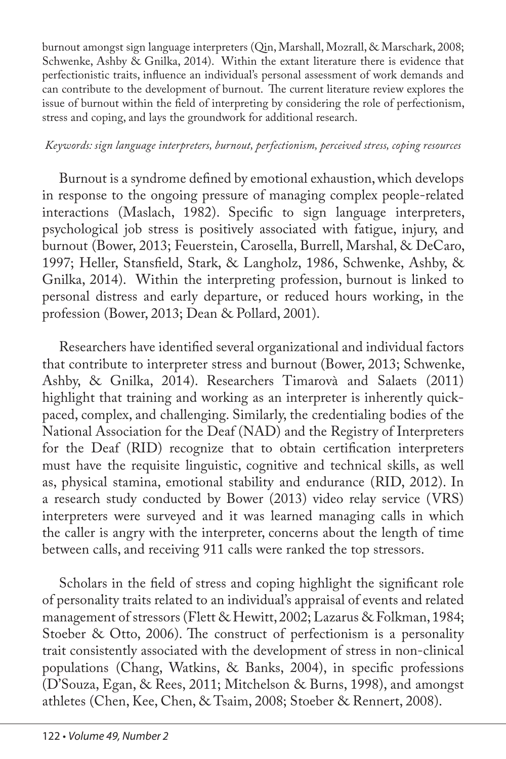burnout amongst sign language interpreters (Qin, Marshall, Mozrall, & Marschark, 2008; Schwenke, Ashby & Gnilka, 2014). Within the extant literature there is evidence that perfectionistic traits, influence an individual's personal assessment of work demands and can contribute to the development of burnout. The current literature review explores the issue of burnout within the field of interpreting by considering the role of perfectionism, stress and coping, and lays the groundwork for additional research.

*Keywords: sign language interpreters, burnout, perfectionism, perceived stress, coping resources*

Burnout is a syndrome defined by emotional exhaustion, which develops in response to the ongoing pressure of managing complex people-related interactions (Maslach, 1982). Specific to sign language interpreters, psychological job stress is positively associated with fatigue, injury, and burnout (Bower, 2013; Feuerstein, Carosella, Burrell, Marshal, & DeCaro, 1997; Heller, Stansfield, Stark, & Langholz, 1986, Schwenke, Ashby, & Gnilka, 2014). Within the interpreting profession, burnout is linked to personal distress and early departure, or reduced hours working, in the profession (Bower, 2013; Dean & Pollard, 2001).

Researchers have identified several organizational and individual factors that contribute to interpreter stress and burnout (Bower, 2013; Schwenke, Ashby, & Gnilka, 2014). Researchers Timarovà and Salaets (2011) highlight that training and working as an interpreter is inherently quick-paced, complex, and challenging. Similarly, the credentialing bodies of the National Association for the Deaf (NAD) and the Registry of Interpreters for the Deaf (RID) recognize that to obtain certification interpreters must have the requisite linguistic, cognitive and technical skills, as well as, physical stamina, emotional stability and endurance (RID, 2012). In a research study conducted by Bower (2013) video relay service (VRS) interpreters were surveyed and it was learned managing calls in which the caller is angry with the interpreter, concerns about the length of time between calls, and receiving 911 calls were ranked the top stressors.

Scholars in the field of stress and coping highlight the significant role of personality traits related to an individual's appraisal of events and related management of stressors (Flett & Hewitt, 2002; Lazarus & Folkman, 1984; Stoeber & Otto, 2006). The construct of perfectionism is a personality trait consistently associated with the development of stress in non-clinical populations (Chang, Watkins, & Banks, 2004), in specific professions (D'Souza, Egan, & Rees, 2011; Mitchelson & Burns, 1998), and amongst athletes (Chen, Kee, Chen, & Tsaim, 2008; Stoeber & Rennert, 2008).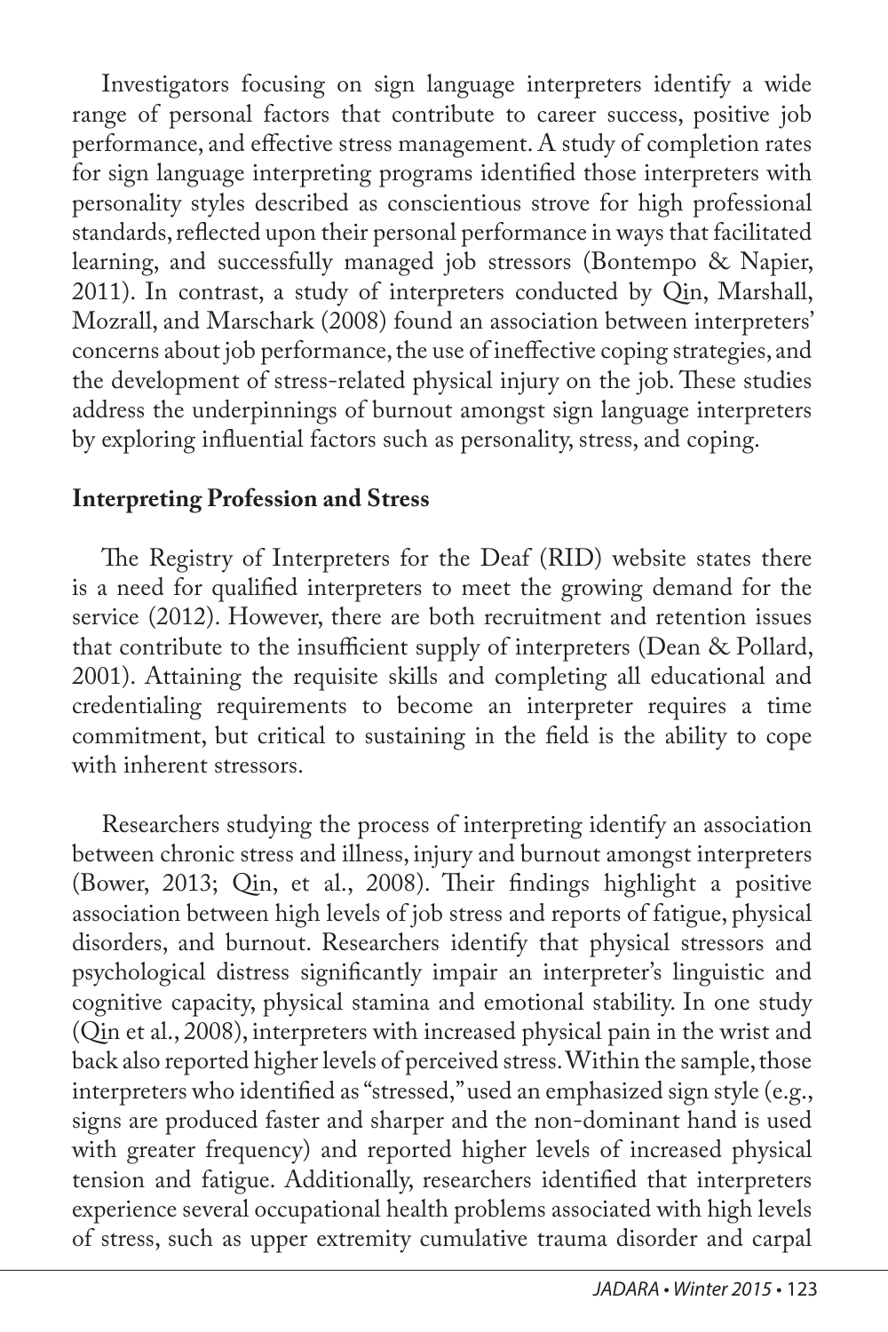Investigators focusing on sign language interpreters identify a wide range of personal factors that contribute to career success, positive job performance, and effective stress management. A study of completion rates for sign language interpreting programs identified those interpreters with personality styles described as conscientious strove for high professional standards, reflected upon their personal performance in ways that facilitated learning, and successfully managed job stressors (Bontempo & Napier, 2011). In contrast, a study of interpreters conducted by Qin, Marshall, Mozrall, and Marschark (2008) found an association between interpreters' concerns about job performance, the use of ineffective coping strategies, and the development of stress-related physical injury on the job. These studies address the underpinnings of burnout amongst sign language interpreters by exploring influential factors such as personality, stress, and coping.

## Interpreting Profession and Stress

The Registry of Interpreters for the Deaf (RID) website states there is a need for qualified interpreters to meet the growing demand for the service (2012). However, there are both recruitment and retention issues that contribute to the insufficient supply of interpreters (Dean & Pollard, 2001). Attaining the requisite skills and completing all educational and credentialing requirements to become an interpreter requires a time commitment, but critical to sustaining in the field is the ability to cope with inherent stressors.

Researchers studying the process of interpreting identify an association between chronic stress and illness, injury and burnout amongst interpreters (Bower, 2013; Qin, et al., 2008). Their findings highlight a positive association between high levels of job stress and reports of fatigue, physical disorders, and burnout. Researchers identify that physical stressors and psychological distress significantly impair an interpreter's linguistic and cognitive capacity, physical stamina and emotional stability. In one study (Qin et al., 2008), interpreters with increased physical pain in the wrist and back also reported higher levels of perceived stress. Within the sample, those interpreters who identified as "stressed," used an emphasized sign style (e.g., signs are produced faster and sharper and the non-dominant hand is used with greater frequency) and reported higher levels of increased physical tension and fatigue. Additionally, researchers identified that interpreters experience several occupational health problems associated with high levels of stress, such as upper extremity cumulative trauma disorder and carpal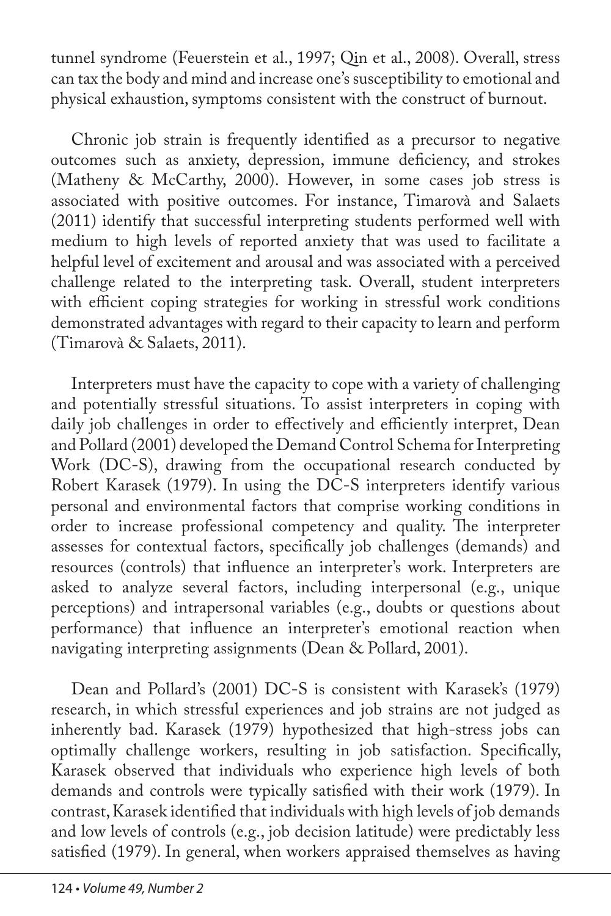tunnel syndrome (Feuerstein et al., 1997; Qin et al., 2008). Overall, stress can tax the body and mind and increase one's susceptibility to emotional and physical exhaustion, symptoms consistent with the construct of burnout.

Chronic job strain is frequently identified as a precursor to negative outcomes such as anxiety, depression, immune deficiency, and strokes (Matheny & McCarthy, 2000). However, in some cases job stress is associated with positive outcomes. For instance, Timarovà and Salaets (2011) identify that successful interpreting students performed well with medium to high levels of reported anxiety that was used to facilitate a helpful level of excitement and arousal and was associated with a perceived challenge related to the interpreting task. Overall, student interpreters with efficient coping strategies for working in stressful work conditions demonstrated advantages with regard to their capacity to learn and perform (Timarovà & Salaets, 2011).

Interpreters must have the capacity to cope with a variety of challenging and potentially stressful situations. To assist interpreters in coping with daily job challenges in order to effectively and efficiently interpret, Dean and Pollard (2001) developed the Demand Control Schema for Interpreting Work (DC-S), drawing from the occupational research conducted by Robert Karasek (1979). In using the DC-S interpreters identify various personal and environmental factors that comprise working conditions in order to increase professional competency and quality. The interpreter assesses for contextual factors, specifically job challenges (demands) and resources (controls) that influence an interpreter's work. Interpreters are asked to analyze several factors, including interpersonal (e.g., unique perceptions) and intrapersonal variables (e.g., doubts or questions about performance) that influence an interpreter's emotional reaction when navigating interpreting assignments (Dean & Pollard, 2001).

Dean and Pollard's (2001) DC-S is consistent with Karasek's (1979) research, in which stressful experiences and job strains are not judged as inherently bad. Karasek (1979) hypothesized that high-stress jobs can optimally challenge workers, resulting in job satisfaction. Specifically, Karasek observed that individuals who experience high levels of both demands and controls were typically satisfied with their work (1979). In contrast, Karasek identified that individuals with high levels of job demands and low levels of controls (e.g., job decision latitude) were predictably less satisfied (1979). In general, when workers appraised themselves as having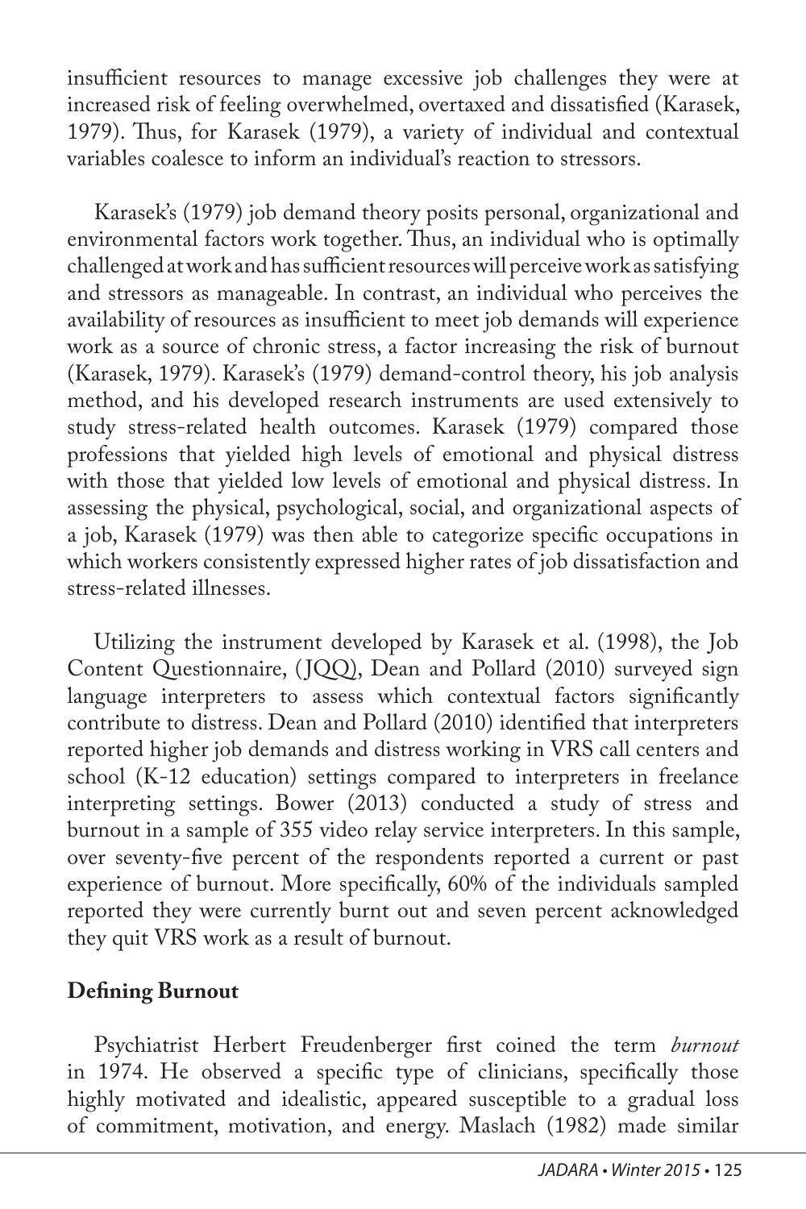insufficient resources to manage excessive job challenges they were at increased risk of feeling overwhelmed, overtaxed and dissatisfied (Karasek, 1979). Thus, for Karasek (1979), a variety of individual and contextual variables coalesce to inform an individual's reaction to stressors.

Karasek's (1979) job demand theory posits personal, organizational and environmental factors work together. Thus, an individual who is optimally challenged at work and has sufficient resources will perceive work as satisfying and stressors as manageable. In contrast, an individual who perceives the availability of resources as insufficient to meet job demands will experience work as a source of chronic stress, a factor increasing the risk of burnout (Karasek, 1979). Karasek's (1979) demand-control theory, his job analysis method, and his developed research instruments are used extensively to study stress-related health outcomes. Karasek (1979) compared those professions that yielded high levels of emotional and physical distress with those that yielded low levels of emotional and physical distress. In assessing the physical, psychological, social, and organizational aspects of a job, Karasek (1979) was then able to categorize specific occupations in which workers consistently expressed higher rates of job dissatisfaction and stress-related illnesses.

Utilizing the instrument developed by Karasek et al. (1998), the Job Content Questionnaire, (JQQ), Dean and Pollard (2010) surveyed sign language interpreters to assess which contextual factors significantly contribute to distress. Dean and Pollard (2010) identified that interpreters reported higher job demands and distress working in VRS call centers and school (K-12 education) settings compared to interpreters in freelance interpreting settings. Bower (2013) conducted a study of stress and burnout in a sample of 355 video relay service interpreters. In this sample, over seventy-five percent of the respondents reported a current or past experience of burnout. More specifically, 60% of the individuals sampled reported they were currently burnt out and seven percent acknowledged they quit VRS work as a result of burnout.

## Defining Burnout

Psychiatrist Herbert Freudenberger first coined the term *burnout* in 1974. He observed a specific type of clinicians, specifically those highly motivated and idealistic, appeared susceptible to a gradual loss of commitment, motivation, and energy. Maslach (1982) made similar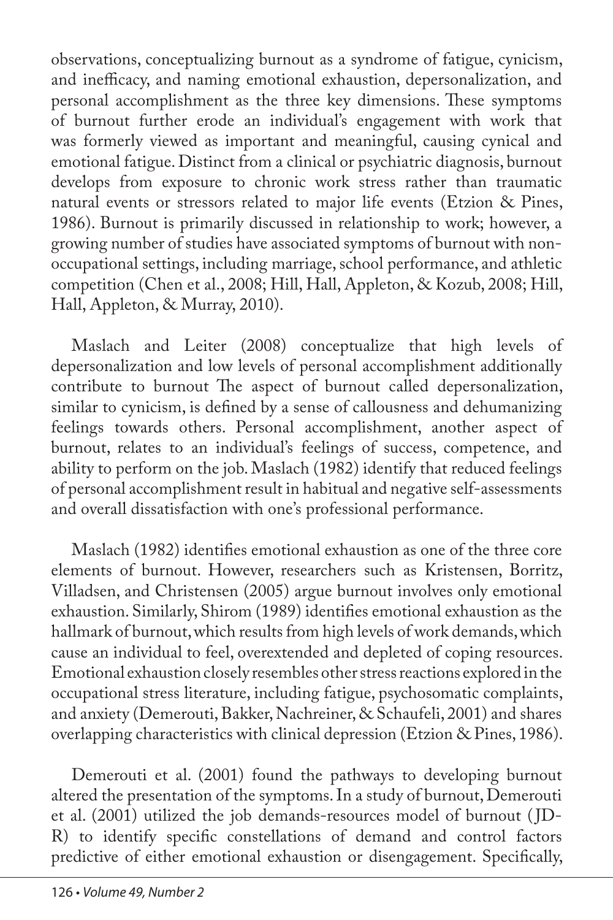observations, conceptualizing burnout as a syndrome of fatigue, cynicism, and inefficacy, and naming emotional exhaustion, depersonalization, and personal accomplishment as the three key dimensions. These symptoms of burnout further erode an individual's engagement with work that was formerly viewed as important and meaningful, causing cynical and emotional fatigue. Distinct from a clinical or psychiatric diagnosis, burnout develops from exposure to chronic work stress rather than traumatic natural events or stressors related to major life events (Etzion & Pines, 1986). Burnout is primarily discussed in relationship to work; however, a growing number of studies have associated symptoms of burnout with non-occupational settings, including marriage, school performance, and athletic competition (Chen et al., 2008; Hill, Hall, Appleton, & Kozub, 2008; Hill, Hall, Appleton, & Murray, 2010).

Maslach and Leiter (2008) conceptualize that high levels of depersonalization and low levels of personal accomplishment additionally contribute to burnout The aspect of burnout called depersonalization, similar to cynicism, is defined by a sense of callousness and dehumanizing feelings towards others. Personal accomplishment, another aspect of burnout, relates to an individual's feelings of success, competence, and ability to perform on the job. Maslach (1982) identify that reduced feelings of personal accomplishment result in habitual and negative self-assessments and overall dissatisfaction with one's professional performance.

Maslach (1982) identifies emotional exhaustion as one of the three core elements of burnout. However, researchers such as Kristensen, Borritz, Villadsen, and Christensen (2005) argue burnout involves only emotional exhaustion. Similarly, Shirom (1989) identifies emotional exhaustion as the hallmark of burnout, which results from high levels of work demands, which cause an individual to feel, overextended and depleted of coping resources. Emotional exhaustion closely resembles other stress reactions explored in the occupational stress literature, including fatigue, psychosomatic complaints, and anxiety (Demerouti, Bakker, Nachreiner, & Schaufeli, 2001) and shares overlapping characteristics with clinical depression (Etzion & Pines, 1986).

Demerouti et al. (2001) found the pathways to developing burnout altered the presentation of the symptoms. In a study of burnout, Demerouti et al. (2001) utilized the job demands-resources model of burnout (JD-R) to identify specific constellations of demand and control factors predictive of either emotional exhaustion or disengagement. Specifically,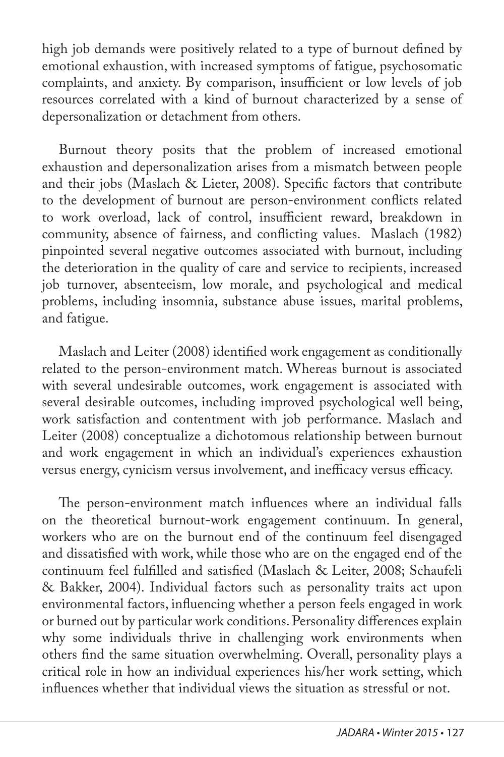high job demands were positively related to a type of burnout defined by emotional exhaustion, with increased symptoms of fatigue, psychosomatic complaints, and anxiety. By comparison, insufficient or low levels of job resources correlated with a kind of burnout characterized by a sense of depersonalization or detachment from others.

Burnout theory posits that the problem of increased emotional exhaustion and depersonalization arises from a mismatch between people and their jobs (Maslach & Lieter, 2008). Specific factors that contribute to the development of burnout are person-environment conflicts related to work overload, lack of control, insufficient reward, breakdown in community, absence of fairness, and conflicting values. Maslach (1982) pinpointed several negative outcomes associated with burnout, including the deterioration in the quality of care and service to recipients, increased job turnover, absenteeism, low morale, and psychological and medical problems, including insomnia, substance abuse issues, marital problems, and fatigue.

Maslach and Leiter (2008) identified work engagement as conditionally related to the person-environment match. Whereas burnout is associated with several undesirable outcomes, work engagement is associated with several desirable outcomes, including improved psychological well being, work satisfaction and contentment with job performance. Maslach and Leiter (2008) conceptualize a dichotomous relationship between burnout and work engagement in which an individual's experiences exhaustion versus energy, cynicism versus involvement, and inefficacy versus efficacy.

The person-environment match influences where an individual falls on the theoretical burnout-work engagement continuum. In general, workers who are on the burnout end of the continuum feel disengaged and dissatisfied with work, while those who are on the engaged end of the continuum feel fulfilled and satisfied (Maslach & Leiter, 2008; Schaufeli & Bakker, 2004). Individual factors such as personality traits act upon environmental factors, influencing whether a person feels engaged in work or burned out by particular work conditions. Personality differences explain why some individuals thrive in challenging work environments when others find the same situation overwhelming. Overall, personality plays a critical role in how an individual experiences his/her work setting, which influences whether that individual views the situation as stressful or not.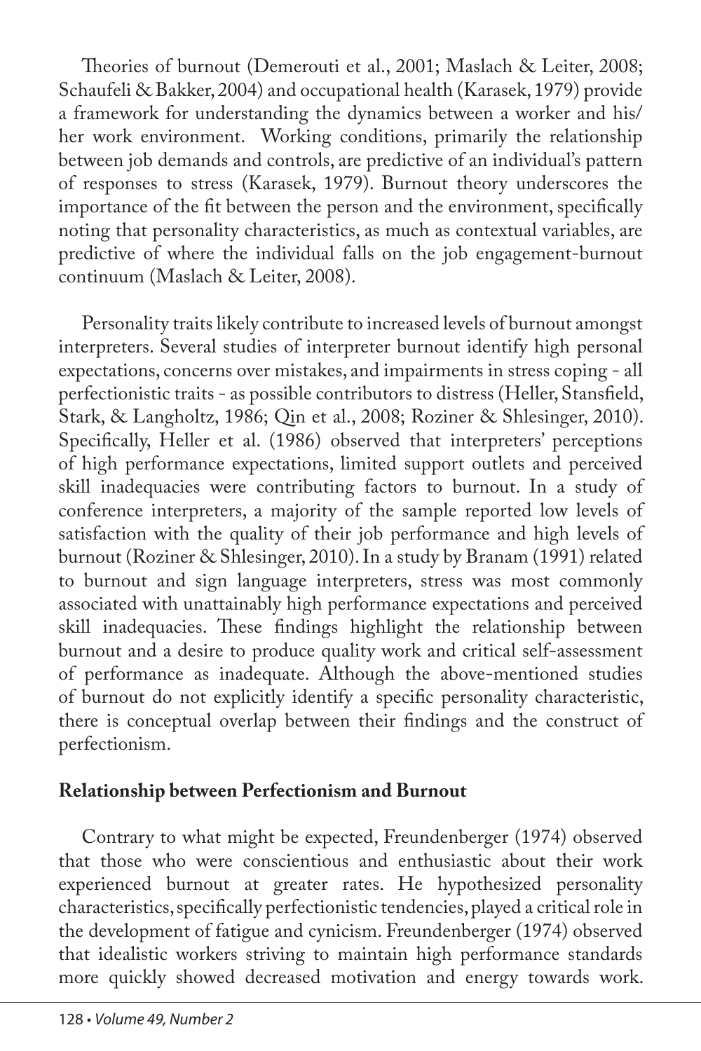Theories of burnout (Demerouti et al., 2001; Maslach & Leiter, 2008; Schaufeli & Bakker, 2004) and occupational health (Karasek, 1979) provide a framework for understanding the dynamics between a worker and his/her work environment. Working conditions, primarily the relationship between job demands and controls, are predictive of an individual's pattern of responses to stress (Karasek, 1979). Burnout theory underscores the importance of the fit between the person and the environment, specifically noting that personality characteristics, as much as contextual variables, are predictive of where the individual falls on the job engagement-burnout continuum (Maslach & Leiter, 2008).

Personality traits likely contribute to increased levels of burnout amongst interpreters. Several studies of interpreter burnout identify high personal expectations, concerns over mistakes, and impairments in stress coping - all perfectionistic traits - as possible contributors to distress (Heller, Stansfield, Stark, & Langholtz, 1986; Qin et al., 2008; Roziner & Shlesinger, 2010). Specifically, Heller et al. (1986) observed that interpreters' perceptions of high performance expectations, limited support outlets and perceived skill inadequacies were contributing factors to burnout. In a study of conference interpreters, a majority of the sample reported low levels of satisfaction with the quality of their job performance and high levels of burnout (Roziner & Shlesinger, 2010). In a study by Branam (1991) related to burnout and sign language interpreters, stress was most commonly associated with unattainably high performance expectations and perceived skill inadequacies. These findings highlight the relationship between burnout and a desire to produce quality work and critical self-assessment of performance as inadequate. Although the above-mentioned studies of burnout do not explicitly identify a specific personality characteristic, there is conceptual overlap between their findings and the construct of perfectionism.

## Relationship between Perfectionism and Burnout

Contrary to what might be expected, Freundenberger (1974) observed that those who were conscientious and enthusiastic about their work experienced burnout at greater rates. He hypothesized personality characteristics, specifically perfectionistic tendencies, played a critical role in the development of fatigue and cynicism. Freundenberger (1974) observed that idealistic workers striving to maintain high performance standards more quickly showed decreased motivation and energy towards work.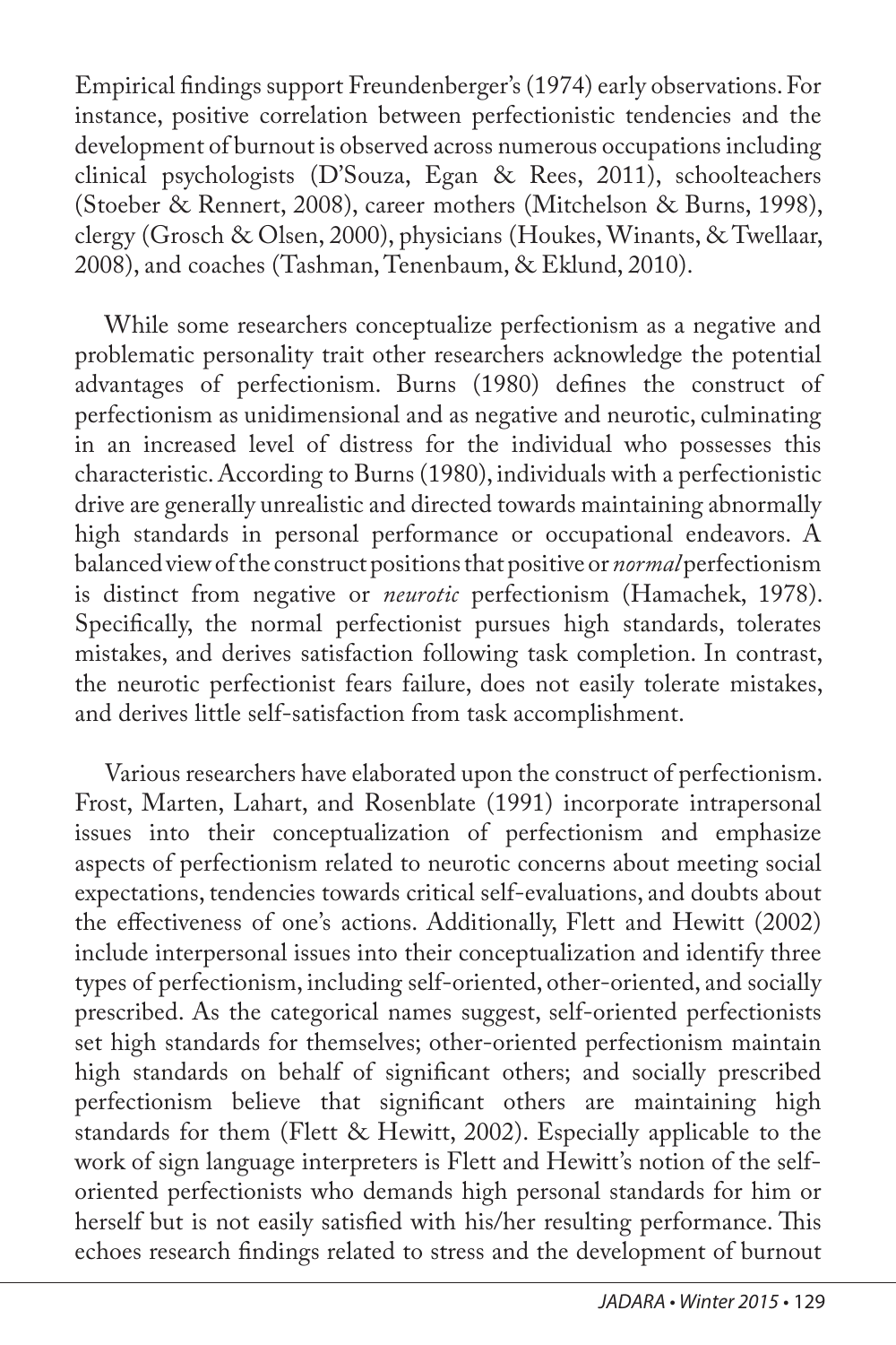Empirical findings support Freundenberger's (1974) early observations. For instance, positive correlation between perfectionistic tendencies and the development of burnout is observed across numerous occupations including clinical psychologists (D'Souza, Egan & Rees, 2011), schoolteachers (Stoeber & Rennert, 2008), career mothers (Mitchelson & Burns, 1998), clergy (Grosch & Olsen, 2000), physicians (Houkes, Winants, & Twellaar, 2008), and coaches (Tashman, Tenenbaum, & Eklund, 2010).

While some researchers conceptualize perfectionism as a negative and problematic personality trait other researchers acknowledge the potential advantages of perfectionism. Burns (1980) defines the construct of perfectionism as unidimensional and as negative and neurotic, culminating in an increased level of distress for the individual who possesses this characteristic. According to Burns (1980), individuals with a perfectionistic drive are generally unrealistic and directed towards maintaining abnormally high standards in personal performance or occupational endeavors. A balanced view of the construct positions that positive or *normal* perfectionism is distinct from negative or *neurotic* perfectionism (Hamachek, 1978). Specifically, the normal perfectionist pursues high standards, tolerates mistakes, and derives satisfaction following task completion. In contrast, the neurotic perfectionist fears failure, does not easily tolerate mistakes, and derives little self-satisfaction from task accomplishment.

Various researchers have elaborated upon the construct of perfectionism. Frost, Marten, Lahart, and Rosenblate (1991) incorporate intrapersonal issues into their conceptualization of perfectionism and emphasize aspects of perfectionism related to neurotic concerns about meeting social expectations, tendencies towards critical self-evaluations, and doubts about the effectiveness of one's actions. Additionally, Flett and Hewitt (2002) include interpersonal issues into their conceptualization and identify three types of perfectionism, including self-oriented, other-oriented, and socially prescribed. As the categorical names suggest, self-oriented perfectionists set high standards for themselves; other-oriented perfectionism maintain high standards on behalf of significant others; and socially prescribed perfectionism believe that significant others are maintaining high standards for them (Flett & Hewitt, 2002). Especially applicable to the work of sign language interpreters is Flett and Hewitt's notion of the self-oriented perfectionists who demands high personal standards for him or herself but is not easily satisfied with his/her resulting performance. This echoes research findings related to stress and the development of burnout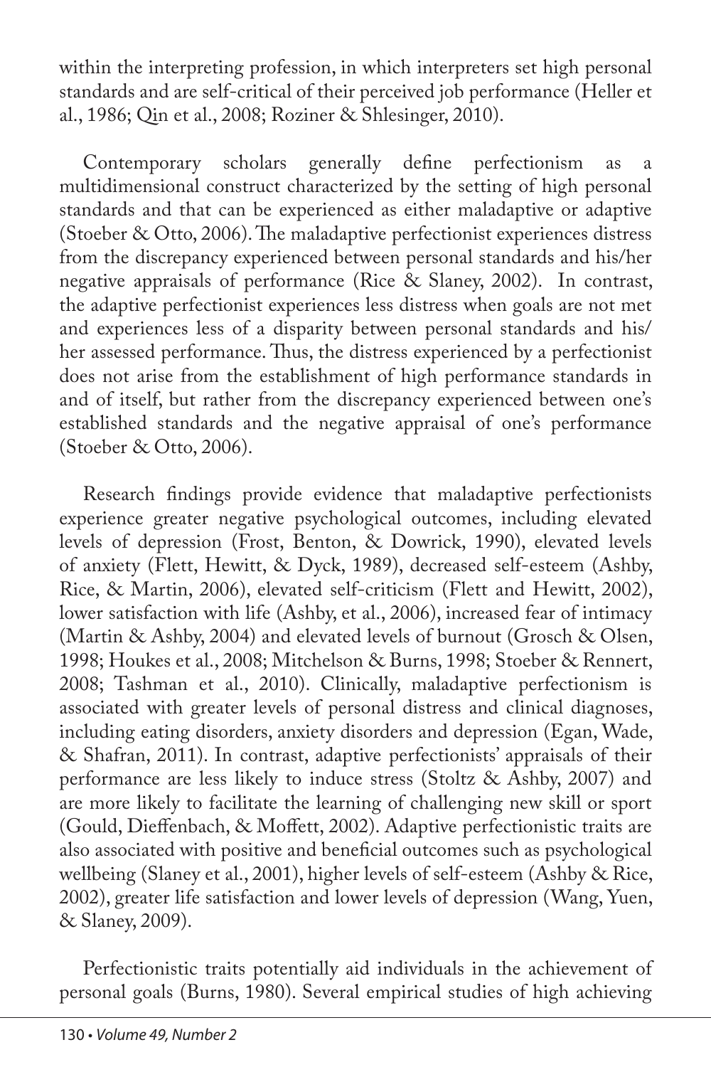within the interpreting profession, in which interpreters set high personal standards and are self-critical of their perceived job performance (Heller et al., 1986; Qin et al., 2008; Roziner & Shlesinger, 2010).

Contemporary scholars generally define perfectionism as a multidimensional construct characterized by the setting of high personal standards and that can be experienced as either maladaptive or adaptive (Stoeber & Otto, 2006). The maladaptive perfectionist experiences distress from the discrepancy experienced between personal standards and his/her negative appraisals of performance (Rice & Slaney, 2002). In contrast, the adaptive perfectionist experiences less distress when goals are not met and experiences less of a disparity between personal standards and his/her assessed performance. Thus, the distress experienced by a perfectionist does not arise from the establishment of high performance standards in and of itself, but rather from the discrepancy experienced between one's established standards and the negative appraisal of one's performance (Stoeber & Otto, 2006).

Research findings provide evidence that maladaptive perfectionists experience greater negative psychological outcomes, including elevated levels of depression (Frost, Benton, & Dowrick, 1990), elevated levels of anxiety (Flett, Hewitt, & Dyck, 1989), decreased self-esteem (Ashby, Rice, & Martin, 2006), elevated self-criticism (Flett and Hewitt, 2002), lower satisfaction with life (Ashby, et al., 2006), increased fear of intimacy (Martin & Ashby, 2004) and elevated levels of burnout (Grosch & Olsen, 1998; Houkes et al., 2008; Mitchelson & Burns, 1998; Stoeber & Rennert, 2008; Tashman et al., 2010). Clinically, maladaptive perfectionism is associated with greater levels of personal distress and clinical diagnoses, including eating disorders, anxiety disorders and depression (Egan, Wade, & Shafran, 2011). In contrast, adaptive perfectionists' appraisals of their performance are less likely to induce stress (Stoltz & Ashby, 2007) and are more likely to facilitate the learning of challenging new skill or sport (Gould, Dieffenbach, & Moffett, 2002). Adaptive perfectionistic traits are also associated with positive and beneficial outcomes such as psychological wellbeing (Slaney et al., 2001), higher levels of self-esteem (Ashby & Rice, 2002), greater life satisfaction and lower levels of depression (Wang, Yuen, & Slaney, 2009).

Perfectionistic traits potentially aid individuals in the achievement of personal goals (Burns, 1980). Several empirical studies of high achieving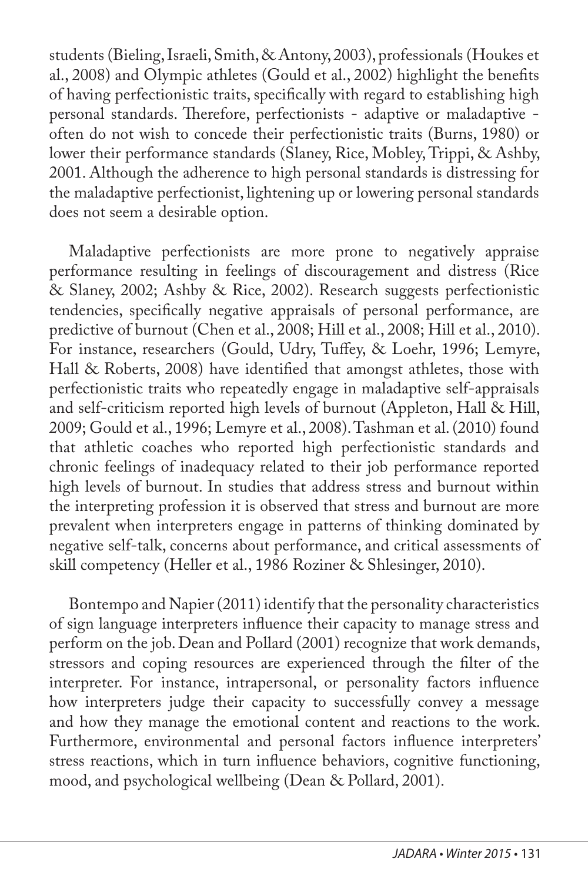students (Bieling, Israeli, Smith, & Antony, 2003), professionals (Houkes et al., 2008) and Olympic athletes (Gould et al., 2002) highlight the benefits of having perfectionistic traits, specifically with regard to establishing high personal standards. Therefore, perfectionists - adaptive or maladaptive - often do not wish to concede their perfectionistic traits (Burns, 1980) or lower their performance standards (Slaney, Rice, Mobley, Trippi, & Ashby, 2001. Although the adherence to high personal standards is distressing for the maladaptive perfectionist, lightening up or lowering personal standards does not seem a desirable option.

Maladaptive perfectionists are more prone to negatively appraise performance resulting in feelings of discouragement and distress (Rice & Slaney, 2002; Ashby & Rice, 2002). Research suggests perfectionistic tendencies, specifically negative appraisals of personal performance, are predictive of burnout (Chen et al., 2008; Hill et al., 2008; Hill et al., 2010). For instance, researchers (Gould, Udry, Tuffey, & Loehr, 1996; Lemyre, Hall & Roberts, 2008) have identified that amongst athletes, those with perfectionistic traits who repeatedly engage in maladaptive self-appraisals and self-criticism reported high levels of burnout (Appleton, Hall & Hill, 2009; Gould et al., 1996; Lemyre et al., 2008). Tashman et al. (2010) found that athletic coaches who reported high perfectionistic standards and chronic feelings of inadequacy related to their job performance reported high levels of burnout. In studies that address stress and burnout within the interpreting profession it is observed that stress and burnout are more prevalent when interpreters engage in patterns of thinking dominated by negative self-talk, concerns about performance, and critical assessments of skill competency (Heller et al., 1986 Roziner & Shlesinger, 2010).

Bontempo and Napier (2011) identify that the personality characteristics of sign language interpreters influence their capacity to manage stress and perform on the job. Dean and Pollard (2001) recognize that work demands, stressors and coping resources are experienced through the filter of the interpreter. For instance, intrapersonal, or personality factors influence how interpreters judge their capacity to successfully convey a message and how they manage the emotional content and reactions to the work. Furthermore, environmental and personal factors influence interpreters' stress reactions, which in turn influence behaviors, cognitive functioning, mood, and psychological wellbeing (Dean & Pollard, 2001).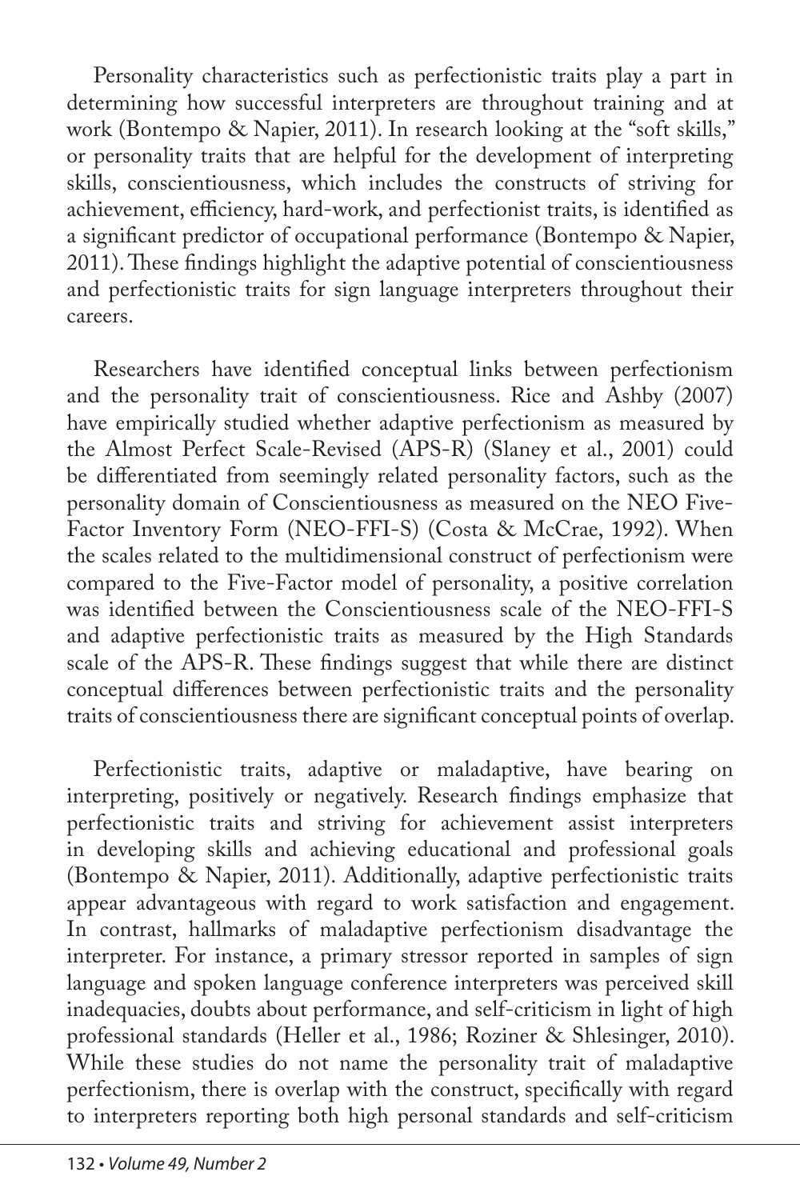Personality characteristics such as perfectionistic traits play a part in determining how successful interpreters are throughout training and at work (Bontempo & Napier, 2011). In research looking at the "soft skills," or personality traits that are helpful for the development of interpreting skills, conscientiousness, which includes the constructs of striving for achievement, efficiency, hard-work, and perfectionist traits, is identified as a significant predictor of occupational performance (Bontempo & Napier, 2011). These findings highlight the adaptive potential of conscientiousness and perfectionistic traits for sign language interpreters throughout their careers.

Researchers have identified conceptual links between perfectionism and the personality trait of conscientiousness. Rice and Ashby (2007) have empirically studied whether adaptive perfectionism as measured by the Almost Perfect Scale-Revised (APS-R) (Slaney et al., 2001) could be differentiated from seemingly related personality factors, such as the personality domain of Conscientiousness as measured on the NEO Five-Factor Inventory Form (NEO-FFI-S) (Costa & McCrae, 1992). When the scales related to the multidimensional construct of perfectionism were compared to the Five-Factor model of personality, a positive correlation was identified between the Conscientiousness scale of the NEO-FFI-S and adaptive perfectionistic traits as measured by the High Standards scale of the APS-R. These findings suggest that while there are distinct conceptual differences between perfectionistic traits and the personality traits of conscientiousness there are significant conceptual points of overlap.

Perfectionistic traits, adaptive or maladaptive, have bearing on interpreting, positively or negatively. Research findings emphasize that perfectionistic traits and striving for achievement assist interpreters in developing skills and achieving educational and professional goals (Bontempo & Napier, 2011). Additionally, adaptive perfectionistic traits appear advantageous with regard to work satisfaction and engagement. In contrast, hallmarks of maladaptive perfectionism disadvantage the interpreter. For instance, a primary stressor reported in samples of sign language and spoken language conference interpreters was perceived skill inadequacies, doubts about performance, and self-criticism in light of high professional standards (Heller et al., 1986; Roziner & Shlesinger, 2010). While these studies do not name the personality trait of maladaptive perfectionism, there is overlap with the construct, specifically with regard to interpreters reporting both high personal standards and self-criticism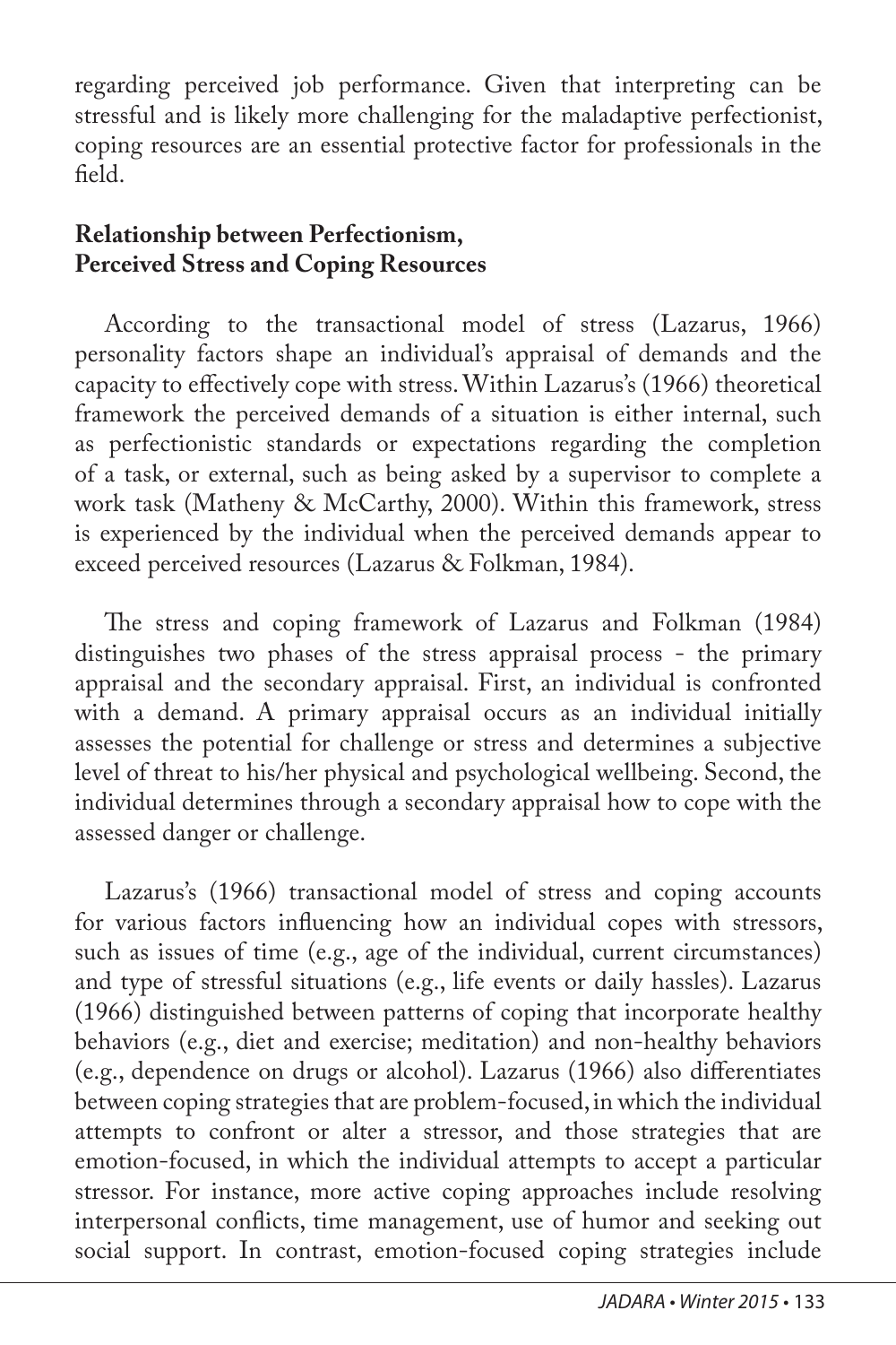regarding perceived job performance. Given that interpreting can be stressful and is likely more challenging for the maladaptive perfectionist, coping resources are an essential protective factor for professionals in the field.

**Relationship between Perfectionism, Perceived Stress and Coping Resources**

According to the transactional model of stress (Lazarus, 1966) personality factors shape an individual's appraisal of demands and the capacity to effectively cope with stress. Within Lazarus's (1966) theoretical framework the perceived demands of a situation is either internal, such as perfectionistic standards or expectations regarding the completion of a task, or external, such as being asked by a supervisor to complete a work task (Matheny & McCarthy, 2000). Within this framework, stress is experienced by the individual when the perceived demands appear to exceed perceived resources (Lazarus & Folkman, 1984).

The stress and coping framework of Lazarus and Folkman (1984) distinguishes two phases of the stress appraisal process - the primary appraisal and the secondary appraisal. First, an individual is confronted with a demand. A primary appraisal occurs as an individual initially assesses the potential for challenge or stress and determines a subjective level of threat to his/her physical and psychological wellbeing. Second, the individual determines through a secondary appraisal how to cope with the assessed danger or challenge.

Lazarus's (1966) transactional model of stress and coping accounts for various factors influencing how an individual copes with stressors, such as issues of time (e.g., age of the individual, current circumstances) and type of stressful situations (e.g., life events or daily hassles). Lazarus (1966) distinguished between patterns of coping that incorporate healthy behaviors (e.g., diet and exercise; meditation) and non-healthy behaviors (e.g., dependence on drugs or alcohol). Lazarus (1966) also differentiates between coping strategies that are problem-focused, in which the individual attempts to confront or alter a stressor, and those strategies that are emotion-focused, in which the individual attempts to accept a particular stressor. For instance, more active coping approaches include resolving interpersonal conflicts, time management, use of humor and seeking out social support. In contrast, emotion-focused coping strategies include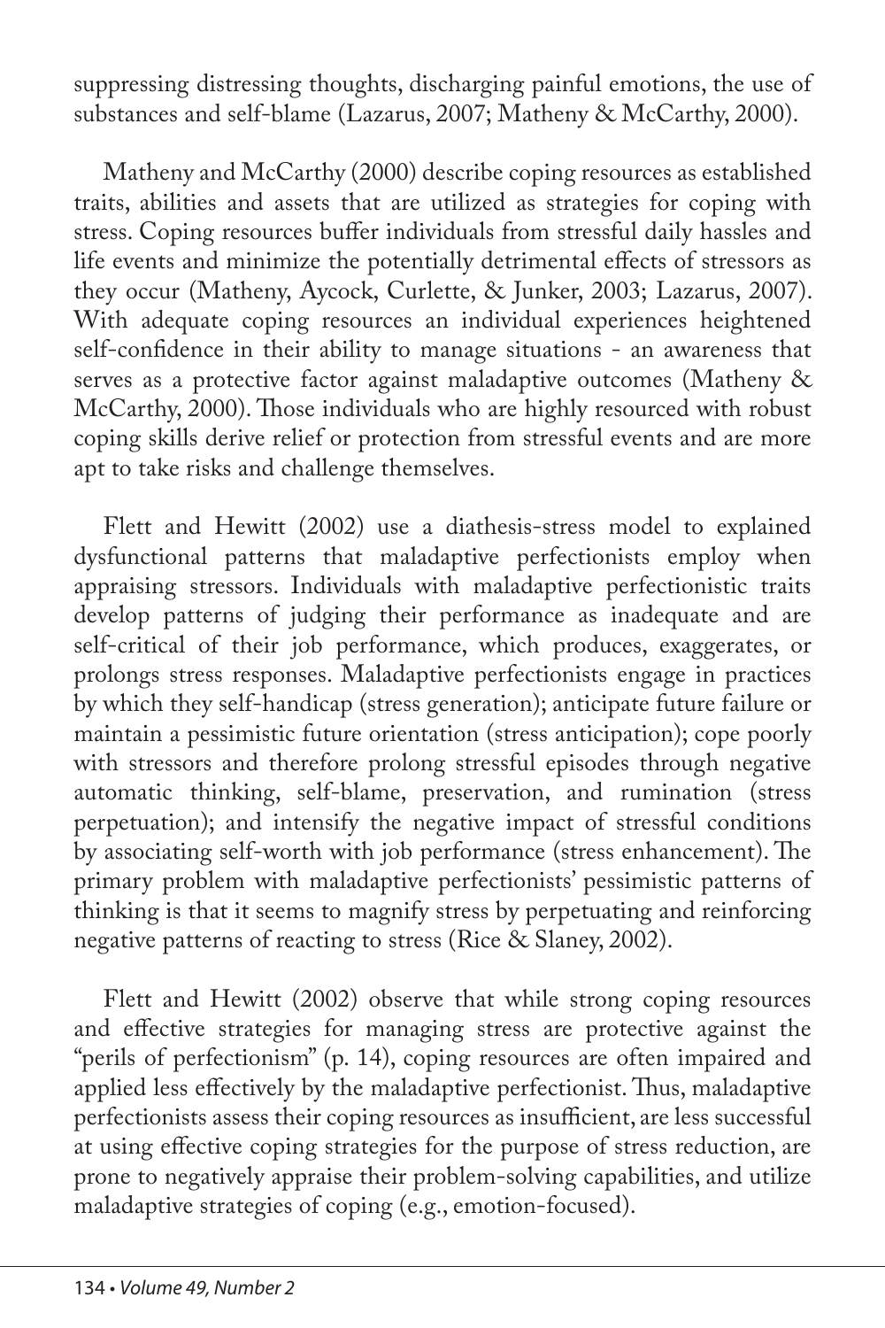suppressing distressing thoughts, discharging painful emotions, the use of substances and self-blame (Lazarus, 2007; Matheny & McCarthy, 2000).

Matheny and McCarthy (2000) describe coping resources as established traits, abilities and assets that are utilized as strategies for coping with stress. Coping resources buffer individuals from stressful daily hassles and life events and minimize the potentially detrimental effects of stressors as they occur (Matheny, Aycock, Curlette, & Junker, 2003; Lazarus, 2007). With adequate coping resources an individual experiences heightened self-confidence in their ability to manage situations - an awareness that serves as a protective factor against maladaptive outcomes (Matheny & McCarthy, 2000). Those individuals who are highly resourced with robust coping skills derive relief or protection from stressful events and are more apt to take risks and challenge themselves.

Flett and Hewitt (2002) use a diathesis-stress model to explained dysfunctional patterns that maladaptive perfectionists employ when appraising stressors. Individuals with maladaptive perfectionistic traits develop patterns of judging their performance as inadequate and are self-critical of their job performance, which produces, exaggerates, or prolongs stress responses. Maladaptive perfectionists engage in practices by which they self-handicap (stress generation); anticipate future failure or maintain a pessimistic future orientation (stress anticipation); cope poorly with stressors and therefore prolong stressful episodes through negative automatic thinking, self-blame, preservation, and rumination (stress perpetuation); and intensify the negative impact of stressful conditions by associating self-worth with job performance (stress enhancement). The primary problem with maladaptive perfectionists' pessimistic patterns of thinking is that it seems to magnify stress by perpetuating and reinforcing negative patterns of reacting to stress (Rice & Slaney, 2002).

Flett and Hewitt (2002) observe that while strong coping resources and effective strategies for managing stress are protective against the "perils of perfectionism" (p. 14), coping resources are often impaired and applied less effectively by the maladaptive perfectionist. Thus, maladaptive perfectionists assess their coping resources as insufficient, are less successful at using effective coping strategies for the purpose of stress reduction, are prone to negatively appraise their problem-solving capabilities, and utilize maladaptive strategies of coping (e.g., emotion-focused).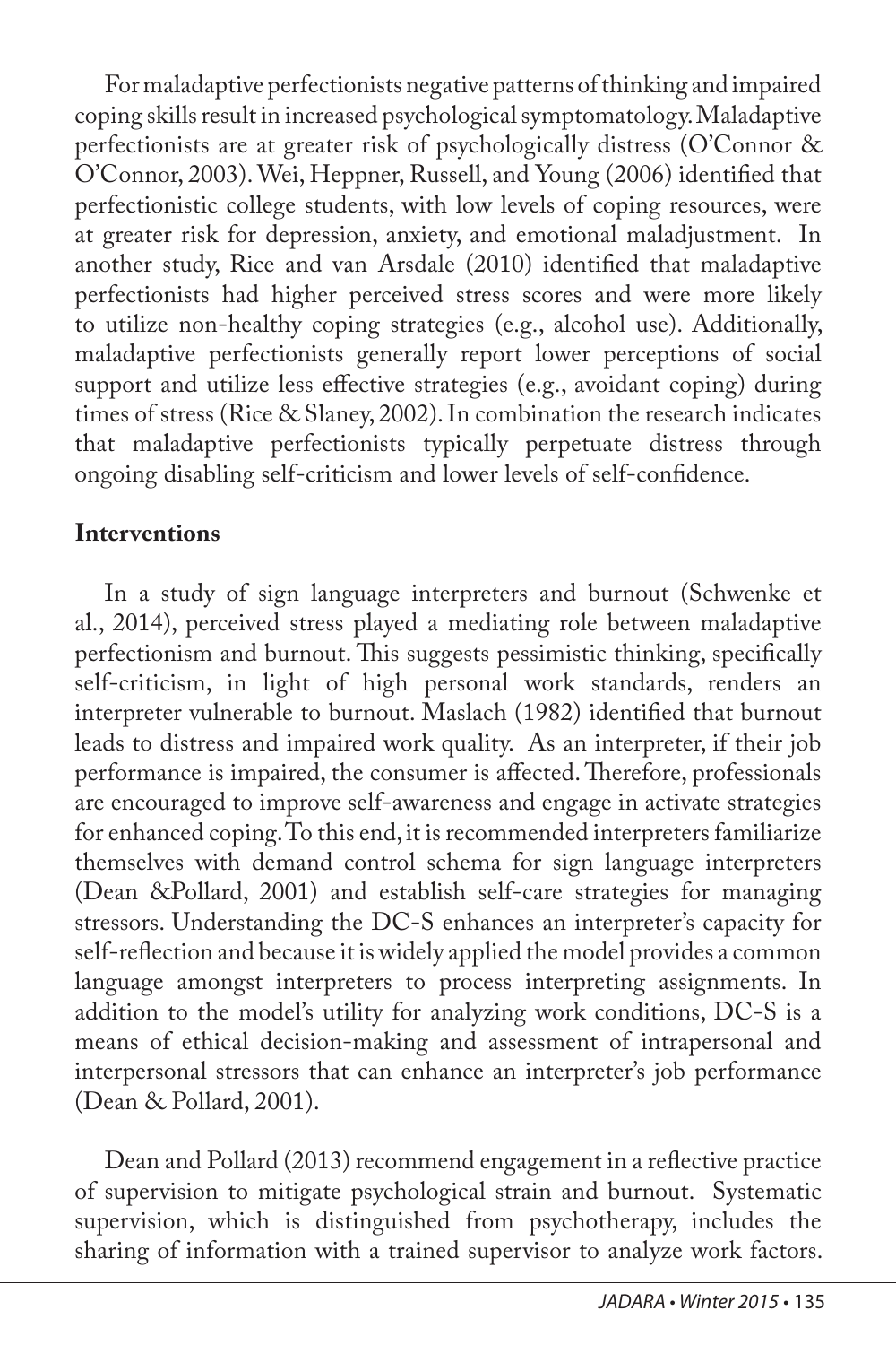For maladaptive perfectionists negative patterns of thinking and impaired coping skills result in increased psychological symptomatology. Maladaptive perfectionists are at greater risk of psychologically distress (O'Connor & O'Connor, 2003). Wei, Heppner, Russell, and Young (2006) identified that perfectionistic college students, with low levels of coping resources, were at greater risk for depression, anxiety, and emotional maladjustment. In another study, Rice and van Arsdale (2010) identified that maladaptive perfectionists had higher perceived stress scores and were more likely to utilize non-healthy coping strategies (e.g., alcohol use). Additionally, maladaptive perfectionists generally report lower perceptions of social support and utilize less effective strategies (e.g., avoidant coping) during times of stress (Rice & Slaney, 2002). In combination the research indicates that maladaptive perfectionists typically perpetuate distress through ongoing disabling self-criticism and lower levels of self-confidence.

## Interventions

In a study of sign language interpreters and burnout (Schwenke et al., 2014), perceived stress played a mediating role between maladaptive perfectionism and burnout. This suggests pessimistic thinking, specifically self-criticism, in light of high personal work standards, renders an interpreter vulnerable to burnout. Maslach (1982) identified that burnout leads to distress and impaired work quality. As an interpreter, if their job performance is impaired, the consumer is affected. Therefore, professionals are encouraged to improve self-awareness and engage in activate strategies for enhanced coping. To this end, it is recommended interpreters familiarize themselves with demand control schema for sign language interpreters (Dean &Pollard, 2001) and establish self-care strategies for managing stressors. Understanding the DC-S enhances an interpreter's capacity for self-reflection and because it is widely applied the model provides a common language amongst interpreters to process interpreting assignments. In addition to the model's utility for analyzing work conditions, DC-S is a means of ethical decision-making and assessment of intrapersonal and interpersonal stressors that can enhance an interpreter's job performance (Dean & Pollard, 2001).

Dean and Pollard (2013) recommend engagement in a reflective practice of supervision to mitigate psychological strain and burnout. Systematic supervision, which is distinguished from psychotherapy, includes the sharing of information with a trained supervisor to analyze work factors.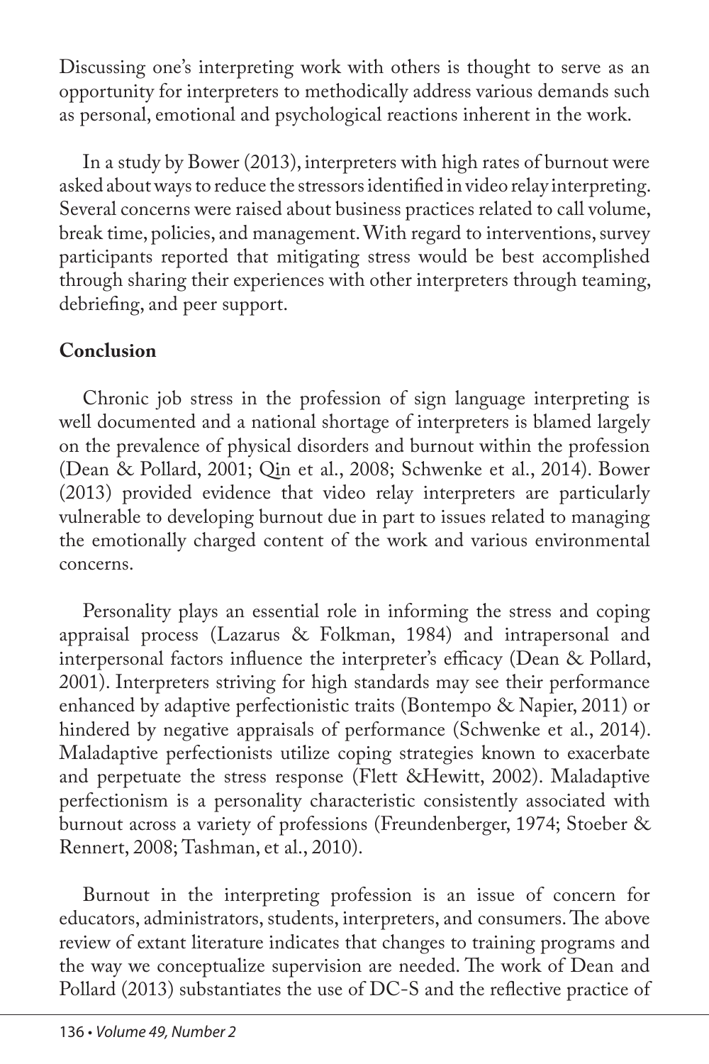Discussing one's interpreting work with others is thought to serve as an opportunity for interpreters to methodically address various demands such as personal, emotional and psychological reactions inherent in the work.

In a study by Bower (2013), interpreters with high rates of burnout were asked about ways to reduce the stressors identified in video relay interpreting. Several concerns were raised about business practices related to call volume, break time, policies, and management. With regard to interventions, survey participants reported that mitigating stress would be best accomplished through sharing their experiences with other interpreters through teaming, debriefing, and peer support.

## Conclusion

Chronic job stress in the profession of sign language interpreting is well documented and a national shortage of interpreters is blamed largely on the prevalence of physical disorders and burnout within the profession (Dean & Pollard, 2001; Qin et al., 2008; Schwenke et al., 2014). Bower (2013) provided evidence that video relay interpreters are particularly vulnerable to developing burnout due in part to issues related to managing the emotionally charged content of the work and various environmental concerns.

Personality plays an essential role in informing the stress and coping appraisal process (Lazarus & Folkman, 1984) and intrapersonal and interpersonal factors influence the interpreter's efficacy (Dean & Pollard, 2001). Interpreters striving for high standards may see their performance enhanced by adaptive perfectionistic traits (Bontempo & Napier, 2011) or hindered by negative appraisals of performance (Schwenke et al., 2014). Maladaptive perfectionists utilize coping strategies known to exacerbate and perpetuate the stress response (Flett &Hewitt, 2002). Maladaptive perfectionism is a personality characteristic consistently associated with burnout across a variety of professions (Freundenberger, 1974; Stoeber & Rennert, 2008; Tashman, et al., 2010).

Burnout in the interpreting profession is an issue of concern for educators, administrators, students, interpreters, and consumers. The above review of extant literature indicates that changes to training programs and the way we conceptualize supervision are needed. The work of Dean and Pollard (2013) substantiates the use of DC-S and the reflective practice of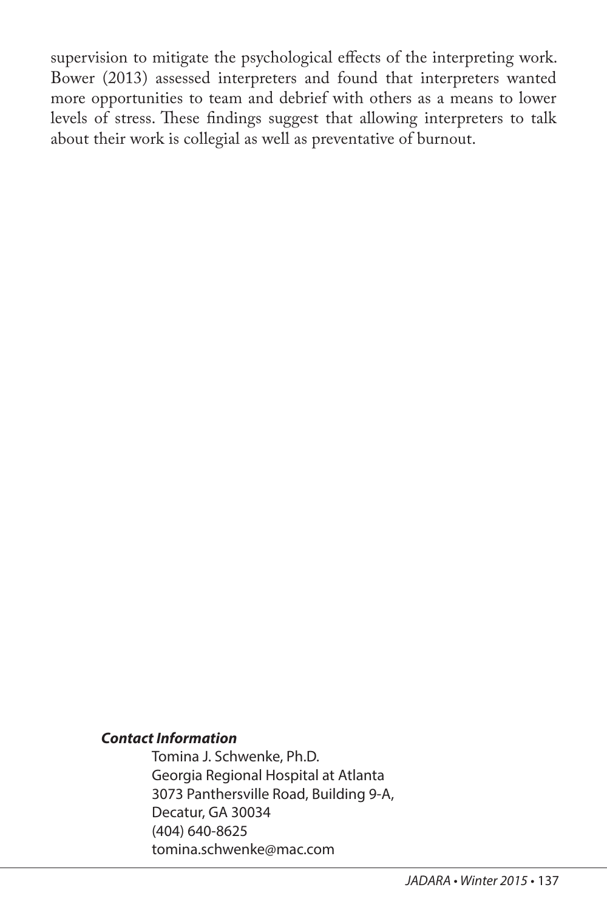supervision to mitigate the psychological effects of the interpreting work. Bower (2013) assessed interpreters and found that interpreters wanted more opportunities to team and debrief with others as a means to lower levels of stress. These findings suggest that allowing interpreters to talk about their work is collegial as well as preventative of burnout.

***Contact Information***

Tomina J. Schwenke, Ph.D.
Georgia Regional Hospital at Atlanta
3073 Panthersville Road, Building 9-A,
Decatur, GA 30034
(404) 640-8625
tomina.schwenke@mac.com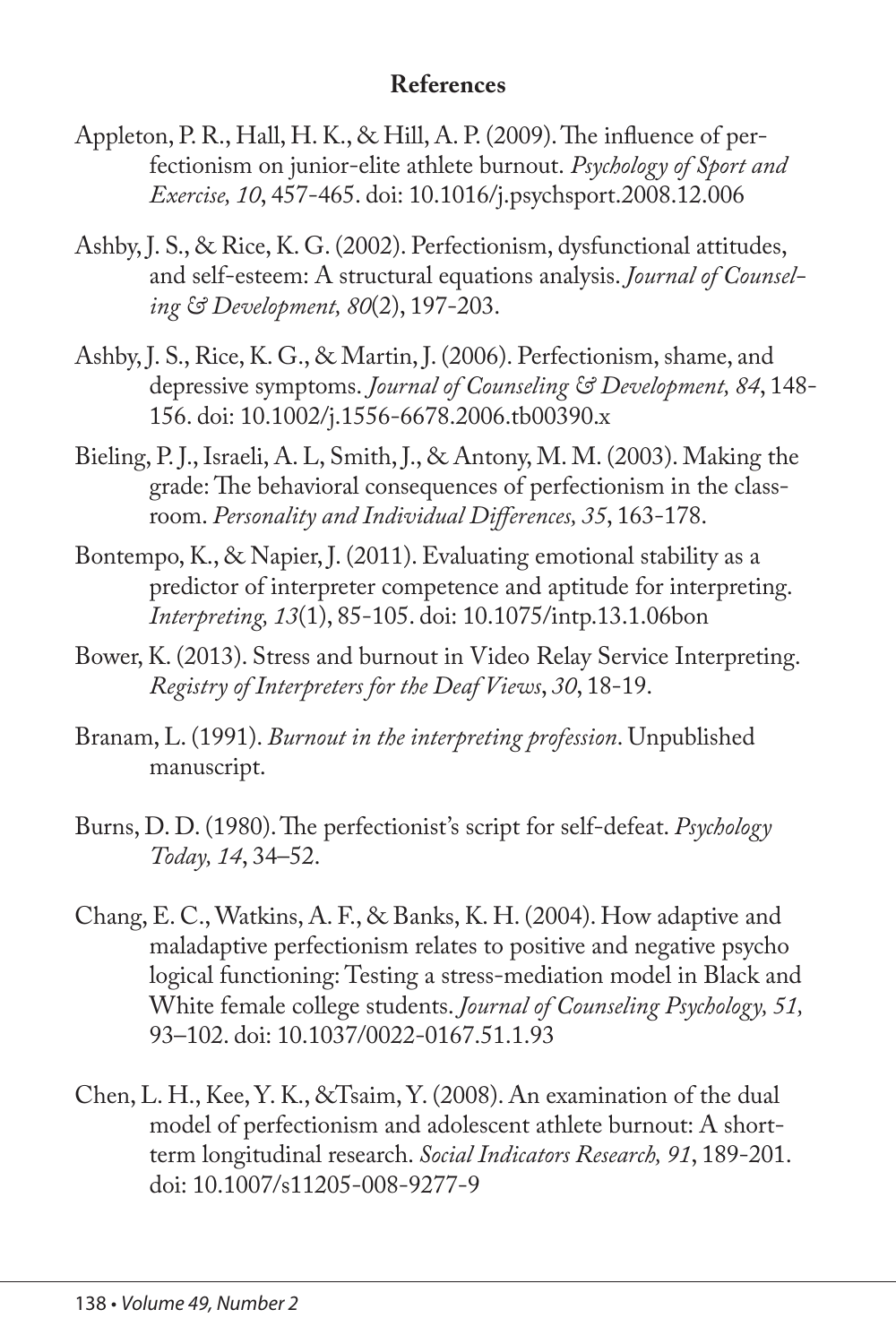**References**

Appleton, P. R., Hall, H. K., & Hill, A. P. (2009). The influence of perfectionism on junior-elite athlete burnout. *Psychology of Sport and Exercise, 10*, 457-465. doi: 10.1016/j.psychsport.2008.12.006

Ashby, J. S., & Rice, K. G. (2002). Perfectionism, dysfunctional attitudes, and self-esteem: A structural equations analysis. *Journal of Counseling & Development, 80*(2), 197-203.

Ashby, J. S., Rice, K. G., & Martin, J. (2006). Perfectionism, shame, and depressive symptoms. *Journal of Counseling & Development, 84*, 148-156. doi: 10.1002/j.1556-6678.2006.tb00390.x

Bieling, P. J., Israeli, A. L, Smith, J., & Antony, M. M. (2003). Making the grade: The behavioral consequences of perfectionism in the classroom. *Personality and Individual Differences, 35*, 163-178.

Bontempo, K., & Napier, J. (2011). Evaluating emotional stability as a predictor of interpreter competence and aptitude for interpreting. *Interpreting, 13*(1), 85-105. doi: 10.1075/intp.13.1.06bon

Bower, K. (2013). Stress and burnout in Video Relay Service Interpreting. *Registry of Interpreters for the Deaf Views*, *30*, 18-19.

Branam, L. (1991). *Burnout in the interpreting profession*. Unpublished manuscript.

Burns, D. D. (1980). The perfectionist's script for self-defeat. *Psychology Today, 14*, 34–52.

Chang, E. C., Watkins, A. F., & Banks, K. H. (2004). How adaptive and maladaptive perfectionism relates to positive and negative psycho logical functioning: Testing a stress-mediation model in Black and White female college students. *Journal of Counseling Psychology, 51,* 93–102. doi: 10.1037/0022-0167.51.1.93

Chen, L. H., Kee, Y. K., &Tsaim, Y. (2008). An examination of the dual model of perfectionism and adolescent athlete burnout: A short-term longitudinal research. *Social Indicators Research, 91*, 189-201. doi: 10.1007/s11205-008-9277-9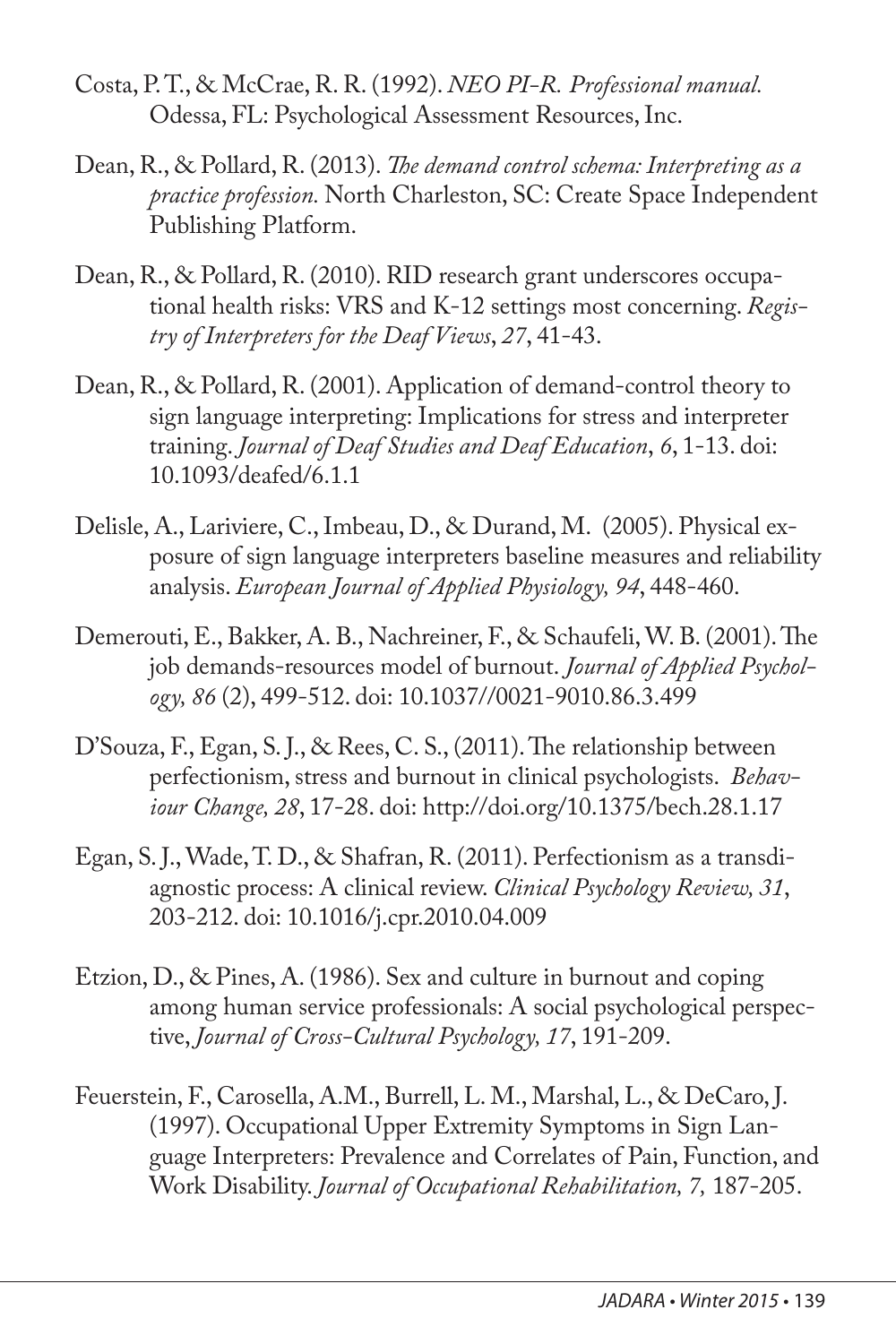Costa, P. T., & McCrae, R. R. (1992). *NEO PI-R. Professional manual.* Odessa, FL: Psychological Assessment Resources, Inc.

Dean, R., & Pollard, R. (2013). *The demand control schema: Interpreting as a practice profession.* North Charleston, SC: Create Space Independent Publishing Platform.

Dean, R., & Pollard, R. (2010). RID research grant underscores occupational health risks: VRS and K-12 settings most concerning. *Registry of Interpreters for the Deaf Views*, *27*, 41-43.

Dean, R., & Pollard, R. (2001). Application of demand-control theory to sign language interpreting: Implications for stress and interpreter training. *Journal of Deaf Studies and Deaf Education*, *6*, 1-13. doi: 10.1093/deafed/6.1.1

Delisle, A., Lariviere, C., Imbeau, D., & Durand, M. (2005). Physical exposure of sign language interpreters baseline measures and reliability analysis. *European Journal of Applied Physiology, 94*, 448-460.

Demerouti, E., Bakker, A. B., Nachreiner, F., & Schaufeli, W. B. (2001). The job demands-resources model of burnout. *Journal of Applied Psychology, 86* (2), 499-512. doi: 10.1037//0021-9010.86.3.499

D'Souza, F., Egan, S. J., & Rees, C. S., (2011). The relationship between perfectionism, stress and burnout in clinical psychologists. *Behaviour Change, 28*, 17-28. doi: http://doi.org/10.1375/bech.28.1.17

Egan, S. J., Wade, T. D., & Shafran, R. (2011). Perfectionism as a transdiagnostic process: A clinical review. *Clinical Psychology Review, 31*, 203-212. doi: 10.1016/j.cpr.2010.04.009

Etzion, D., & Pines, A. (1986). Sex and culture in burnout and coping among human service professionals: A social psychological perspective, *Journal of Cross-Cultural Psychology, 17*, 191-209.

Feuerstein, F., Carosella, A.M., Burrell, L. M., Marshal, L., & DeCaro, J. (1997). Occupational Upper Extremity Symptoms in Sign Language Interpreters: Prevalence and Correlates of Pain, Function, and Work Disability. *Journal of Occupational Rehabilitation, 7,* 187-205.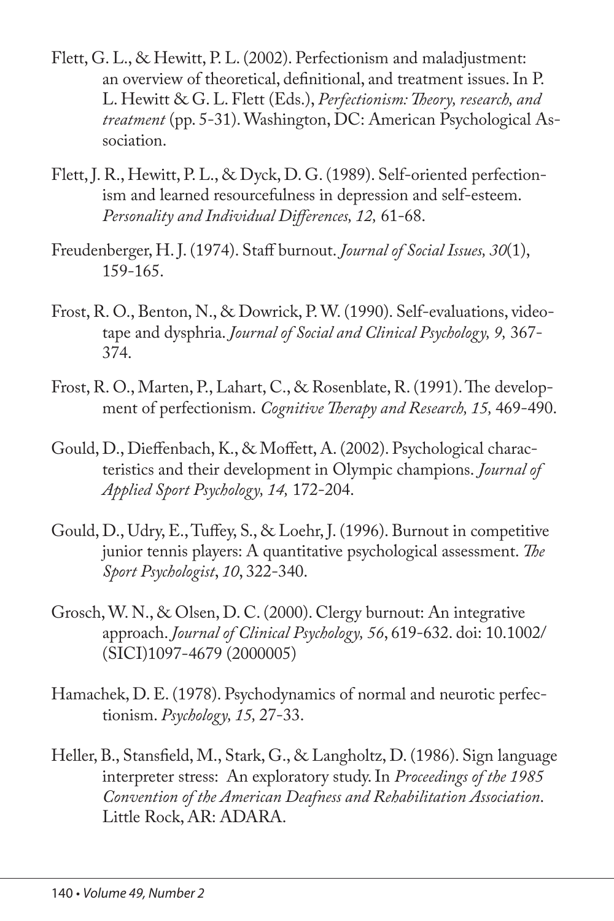Flett, G. L., & Hewitt, P. L. (2002). Perfectionism and maladjustment: an overview of theoretical, definitional, and treatment issues. In P. L. Hewitt & G. L. Flett (Eds.), *Perfectionism: Theory, research, and treatment* (pp. 5-31). Washington, DC: American Psychological Association.

Flett, J. R., Hewitt, P. L., & Dyck, D. G. (1989). Self-oriented perfectionism and learned resourcefulness in depression and self-esteem. *Personality and Individual Differences, 12,* 61-68.

Freudenberger, H. J. (1974). Staff burnout. *Journal of Social Issues, 30*(1), 159-165.

Frost, R. O., Benton, N., & Dowrick, P. W. (1990). Self-evaluations, videotape and dysphria. *Journal of Social and Clinical Psychology, 9,* 367-374.

Frost, R. O., Marten, P., Lahart, C., & Rosenblate, R. (1991). The development of perfectionism. *Cognitive Therapy and Research, 15,* 469-490.

Gould, D., Dieffenbach, K., & Moffett, A. (2002). Psychological characteristics and their development in Olympic champions. *Journal of Applied Sport Psychology, 14,* 172-204.

Gould, D., Udry, E., Tuffey, S., & Loehr, J. (1996). Burnout in competitive junior tennis players: A quantitative psychological assessment. *The Sport Psychologist*, *10*, 322-340.

Grosch, W. N., & Olsen, D. C. (2000). Clergy burnout: An integrative approach. *Journal of Clinical Psychology, 56*, 619-632. doi: 10.1002/(SICI)1097-4679 (2000005)

Hamachek, D. E. (1978). Psychodynamics of normal and neurotic perfectionism. *Psychology, 15,* 27-33.

Heller, B., Stansfield, M., Stark, G., & Langholtz, D. (1986). Sign language interpreter stress: An exploratory study. In *Proceedings of the 1985 Convention of the American Deafness and Rehabilitation Association*. Little Rock, AR: ADARA.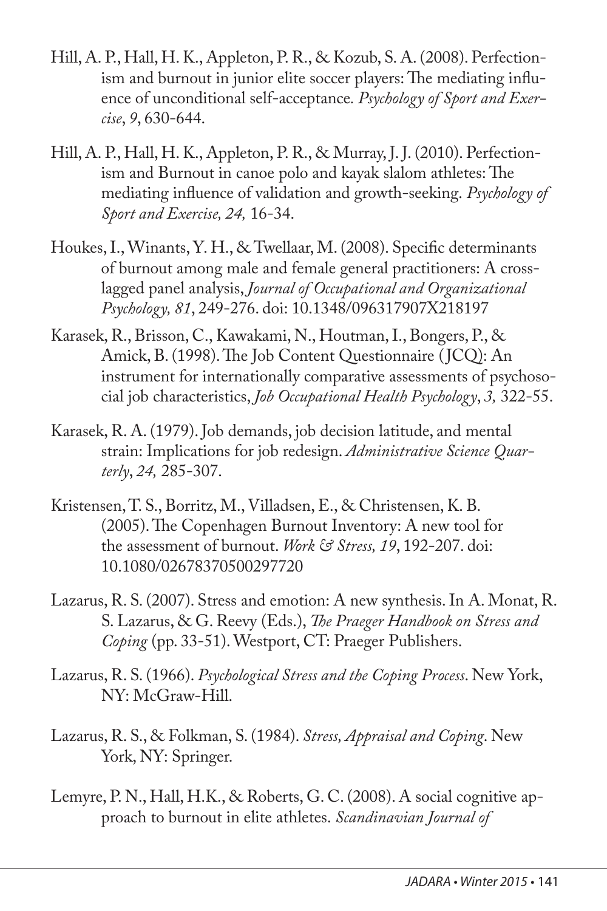Hill, A. P., Hall, H. K., Appleton, P. R., & Kozub, S. A. (2008). Perfectionism and burnout in junior elite soccer players: The mediating influence of unconditional self-acceptance. *Psychology of Sport and Exercise*, *9*, 630-644.

Hill, A. P., Hall, H. K., Appleton, P. R., & Murray, J. J. (2010). Perfectionism and Burnout in canoe polo and kayak slalom athletes: The mediating influence of validation and growth-seeking. *Psychology of Sport and Exercise, 24,* 16-34.

Houkes, I., Winants, Y. H., & Twellaar, M. (2008). Specific determinants of burnout among male and female general practitioners: A cross-lagged panel analysis, *Journal of Occupational and Organizational Psychology, 81*, 249-276. doi: 10.1348/096317907X218197

Karasek, R., Brisson, C., Kawakami, N., Houtman, I., Bongers, P., & Amick, B. (1998). The Job Content Questionnaire (JCQ): An instrument for internationally comparative assessments of psychosocial job characteristics, *Job Occupational Health Psychology*, *3,* 322-55.

Karasek, R. A. (1979). Job demands, job decision latitude, and mental strain: Implications for job redesign. *Administrative Science Quarterly*, *24,* 285-307.

Kristensen, T. S., Borritz, M., Villadsen, E., & Christensen, K. B. (2005). The Copenhagen Burnout Inventory: A new tool for the assessment of burnout. *Work & Stress, 19*, 192-207. doi: 10.1080/02678370500297720

Lazarus, R. S. (2007). Stress and emotion: A new synthesis. In A. Monat, R. S. Lazarus, & G. Reevy (Eds.), *The Praeger Handbook on Stress and Coping* (pp. 33-51). Westport, CT: Praeger Publishers.

Lazarus, R. S. (1966). *Psychological Stress and the Coping Process*. New York, NY: McGraw-Hill.

Lazarus, R. S., & Folkman, S. (1984). *Stress, Appraisal and Coping*. New York, NY: Springer.

Lemyre, P. N., Hall, H.K., & Roberts, G. C. (2008). A social cognitive approach to burnout in elite athletes. *Scandinavian Journal of*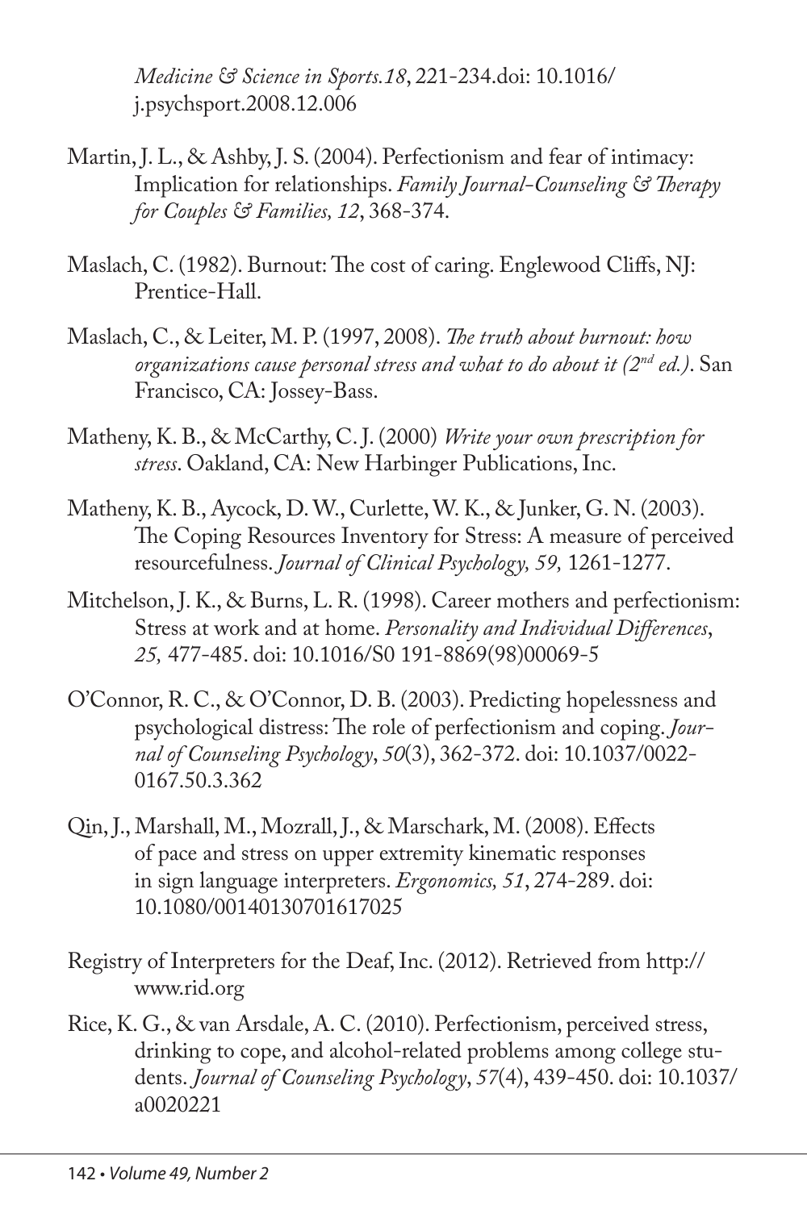*Medicine & Science in Sports.18*, 221-234.doi: 10.1016/ j.psychsport.2008.12.006

Martin, J. L., & Ashby, J. S. (2004). Perfectionism and fear of intimacy: Implication for relationships. *Family Journal-Counseling & Therapy for Couples & Families, 12*, 368-374.

Maslach, C. (1982). Burnout: The cost of caring. Englewood Cliffs, NJ: Prentice-Hall.

Maslach, C., & Leiter, M. P. (1997, 2008). *The truth about burnout: how organizations cause personal stress and what to do about it (2nd ed.)*. San Francisco, CA: Jossey-Bass.

Matheny, K. B., & McCarthy, C. J. (2000) *Write your own prescription for stress*. Oakland, CA: New Harbinger Publications, Inc.

Matheny, K. B., Aycock, D. W., Curlette, W. K., & Junker, G. N. (2003). The Coping Resources Inventory for Stress: A measure of perceived resourcefulness. *Journal of Clinical Psychology, 59,* 1261-1277.

Mitchelson, J. K., & Burns, L. R. (1998). Career mothers and perfectionism: Stress at work and at home. *Personality and Individual Differences*, *25,* 477-485. doi: 10.1016/S0 191-8869(98)00069-5

O'Connor, R. C., & O'Connor, D. B. (2003). Predicting hopelessness and psychological distress: The role of perfectionism and coping. *Journal of Counseling Psychology*, *50*(3), 362-372. doi: 10.1037/0022-0167.50.3.362

Qin, J., Marshall, M., Mozrall, J., & Marschark, M. (2008). Effects of pace and stress on upper extremity kinematic responses in sign language interpreters. *Ergonomics, 51*, 274-289. doi: 10.1080/00140130701617025

Registry of Interpreters for the Deaf, Inc. (2012). Retrieved from http://www.rid.org

Rice, K. G., & van Arsdale, A. C. (2010). Perfectionism, perceived stress, drinking to cope, and alcohol-related problems among college students. *Journal of Counseling Psychology*, *57*(4), 439-450. doi: 10.1037/a0020221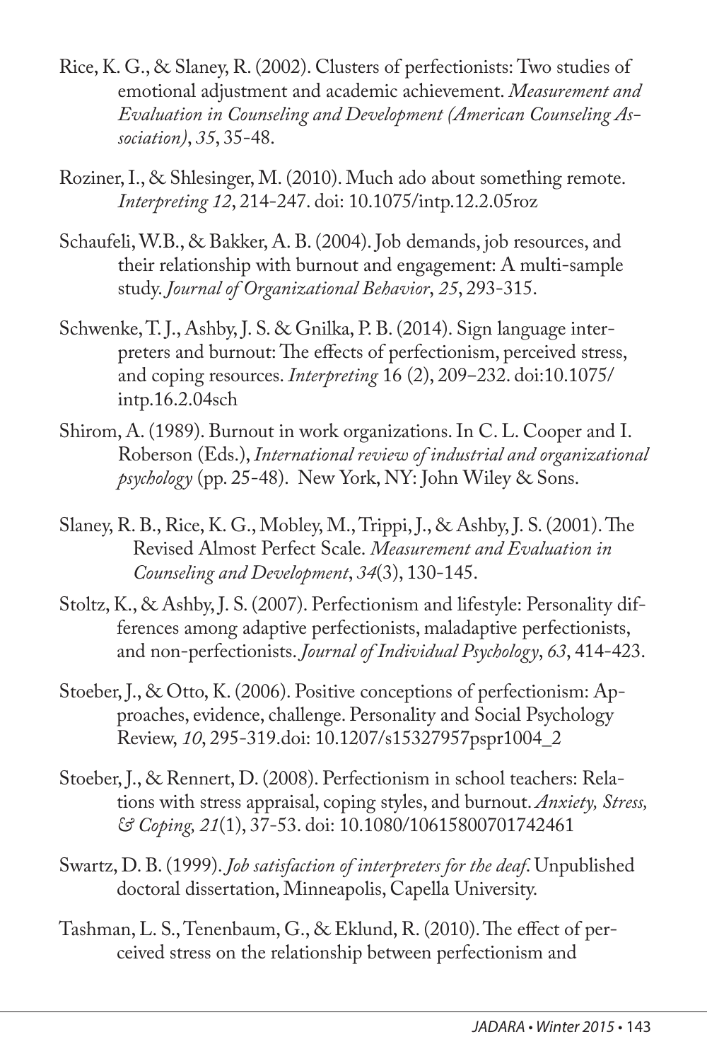Rice, K. G., & Slaney, R. (2002). Clusters of perfectionists: Two studies of emotional adjustment and academic achievement. *Measurement and Evaluation in Counseling and Development (American Counseling Association)*, *35*, 35-48.

Roziner, I., & Shlesinger, M. (2010). Much ado about something remote. *Interpreting 12*, 214-247. doi: 10.1075/intp.12.2.05roz

Schaufeli, W.B., & Bakker, A. B. (2004). Job demands, job resources, and their relationship with burnout and engagement: A multi-sample study. *Journal of Organizational Behavior*, *25*, 293-315.

Schwenke, T. J., Ashby, J. S. & Gnilka, P. B. (2014). Sign language interpreters and burnout: The effects of perfectionism, perceived stress, and coping resources. *Interpreting* 16 (2), 209–232. doi:10.1075/intp.16.2.04sch

Shirom, A. (1989). Burnout in work organizations. In C. L. Cooper and I. Roberson (Eds.), *International review of industrial and organizational psychology* (pp. 25-48). New York, NY: John Wiley & Sons.

Slaney, R. B., Rice, K. G., Mobley, M., Trippi, J., & Ashby, J. S. (2001). The Revised Almost Perfect Scale. *Measurement and Evaluation in Counseling and Development*, *34*(3), 130-145.

Stoltz, K., & Ashby, J. S. (2007). Perfectionism and lifestyle: Personality differences among adaptive perfectionists, maladaptive perfectionists, and non-perfectionists. *Journal of Individual Psychology*, *63*, 414-423.

Stoeber, J., & Otto, K. (2006). Positive conceptions of perfectionism: Approaches, evidence, challenge. Personality and Social Psychology Review, *10*, 295-319.doi: 10.1207/s15327957pspr1004_2

Stoeber, J., & Rennert, D. (2008). Perfectionism in school teachers: Relations with stress appraisal, coping styles, and burnout. *Anxiety, Stress, & Coping, 21*(1), 37-53. doi: 10.1080/10615800701742461

Swartz, D. B. (1999). *Job satisfaction of interpreters for the deaf*. Unpublished doctoral dissertation, Minneapolis, Capella University.

Tashman, L. S., Tenenbaum, G., & Eklund, R. (2010). The effect of perceived stress on the relationship between perfectionism and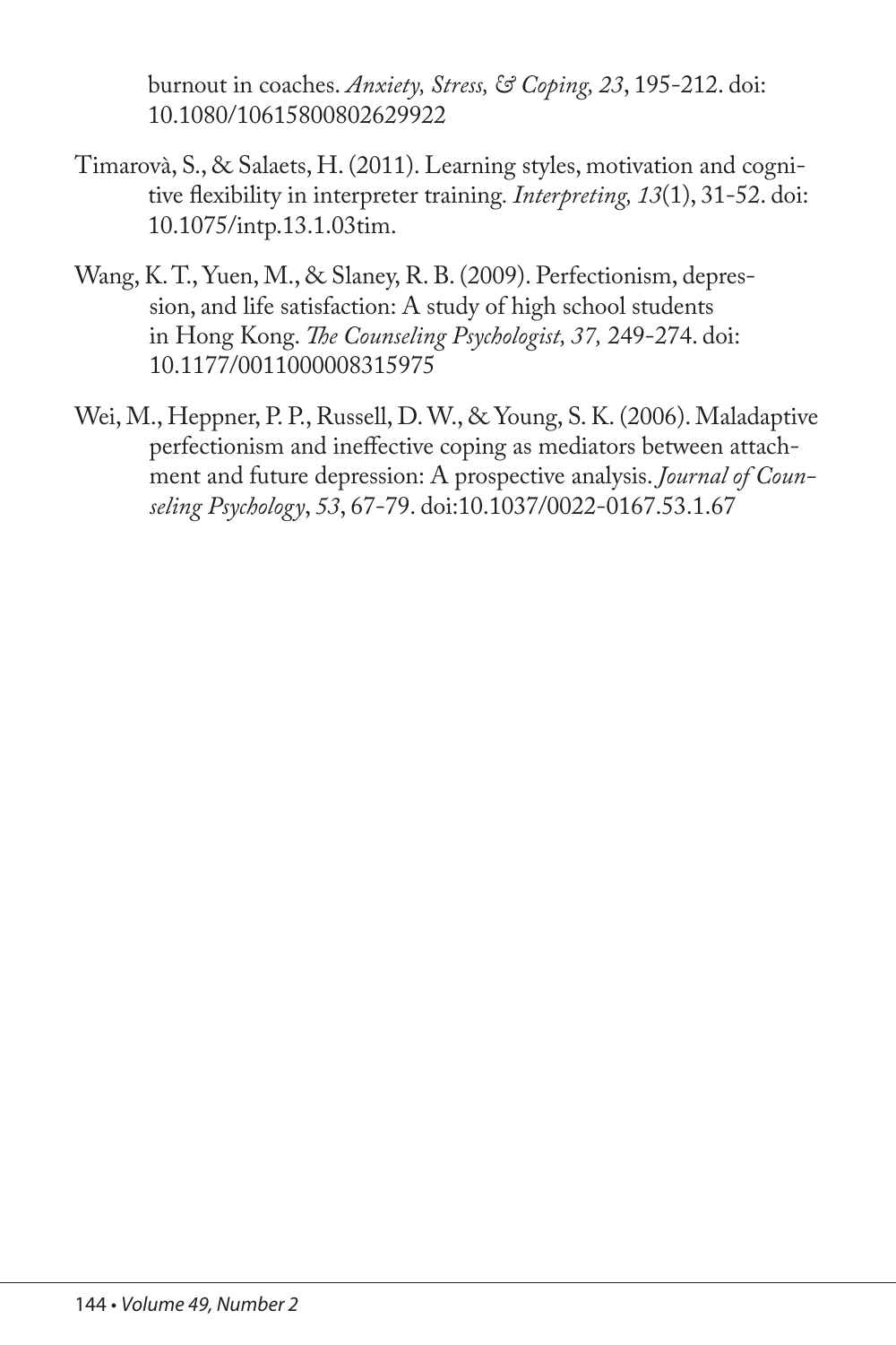burnout in coaches. *Anxiety, Stress, & Coping, 23*, 195-212. doi: 10.1080/10615800802629922

Timarovà, S., & Salaets, H. (2011). Learning styles, motivation and cognitive flexibility in interpreter training. *Interpreting, 13*(1), 31-52. doi: 10.1075/intp.13.1.03tim.

Wang, K. T., Yuen, M., & Slaney, R. B. (2009). Perfectionism, depression, and life satisfaction: A study of high school students in Hong Kong. *The Counseling Psychologist, 37,* 249-274. doi: 10.1177/0011000008315975

Wei, M., Heppner, P. P., Russell, D. W., & Young, S. K. (2006). Maladaptive perfectionism and ineffective coping as mediators between attachment and future depression: A prospective analysis. *Journal of Counseling Psychology*, *53*, 67-79. doi:10.1037/0022-0167.53.1.67